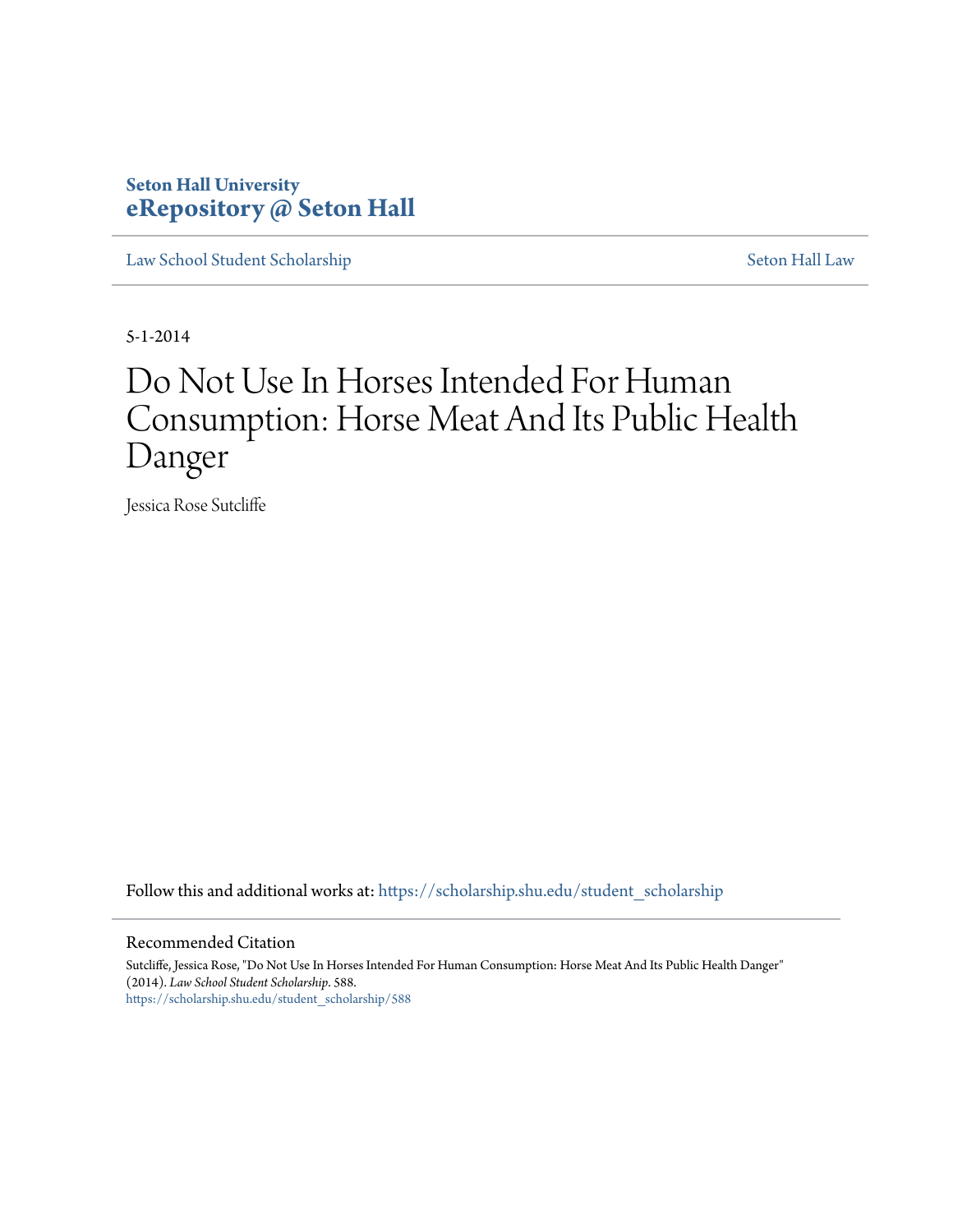**Seton Hall University**
**eRepository @ Seton Hall**

Law School Student Scholarship | Seton Hall Law

5-1-2014

# Do Not Use In Horses Intended For Human Consumption: Horse Meat And Its Public Health Danger

Jessica Rose Sutcliffe

Follow this and additional works at: https://scholarship.shu.edu/student_scholarship

## Recommended Citation

Sutcliffe, Jessica Rose, "Do Not Use In Horses Intended For Human Consumption: Horse Meat And Its Public Health Danger" (2014). *Law School Student Scholarship*. 588.
https://scholarship.shu.edu/student_scholarship/588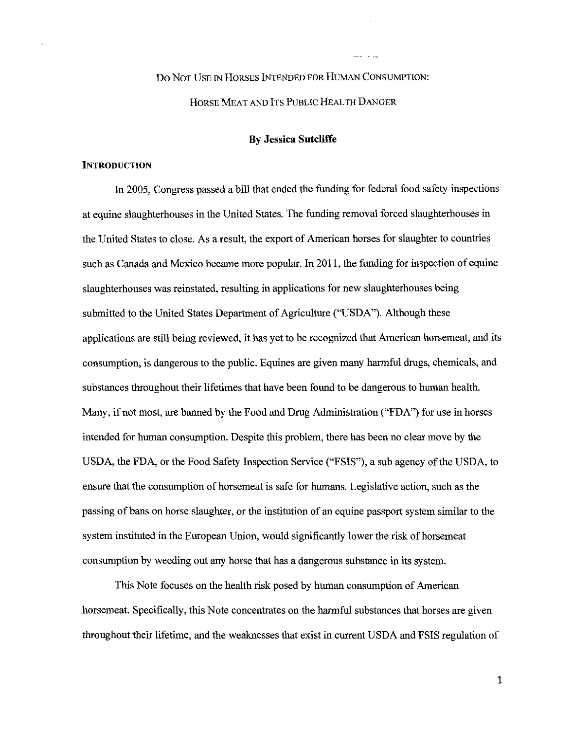# Do Not Use in Horses Intended for Human Consumption: Horse Meat and Its Public Health Danger

**By Jessica Sutcliffe**

## Introduction

In 2005, Congress passed a bill that ended the funding for federal food safety inspections at equine slaughterhouses in the United States. The funding removal forced slaughterhouses in the United States to close. As a result, the export of American horses for slaughter to countries such as Canada and Mexico became more popular. In 2011, the funding for inspection of equine slaughterhouses was reinstated, resulting in applications for new slaughterhouses being submitted to the United States Department of Agriculture ("USDA"). Although these applications are still being reviewed, it has yet to be recognized that American horsemeat, and its consumption, is dangerous to the public. Equines are given many harmful drugs, chemicals, and substances throughout their lifetimes that have been found to be dangerous to human health. Many, if not most, are banned by the Food and Drug Administration ("FDA") for use in horses intended for human consumption. Despite this problem, there has been no clear move by the USDA, the FDA, or the Food Safety Inspection Service ("FSIS"), a sub agency of the USDA, to ensure that the consumption of horsemeat is safe for humans. Legislative action, such as the passing of bans on horse slaughter, or the institution of an equine passport system similar to the system instituted in the European Union, would significantly lower the risk of horsemeat consumption by weeding out any horse that has a dangerous substance in its system.

This Note focuses on the health risk posed by human consumption of American horsemeat. Specifically, this Note concentrates on the harmful substances that horses are given throughout their lifetime, and the weaknesses that exist in current USDA and FSIS regulation of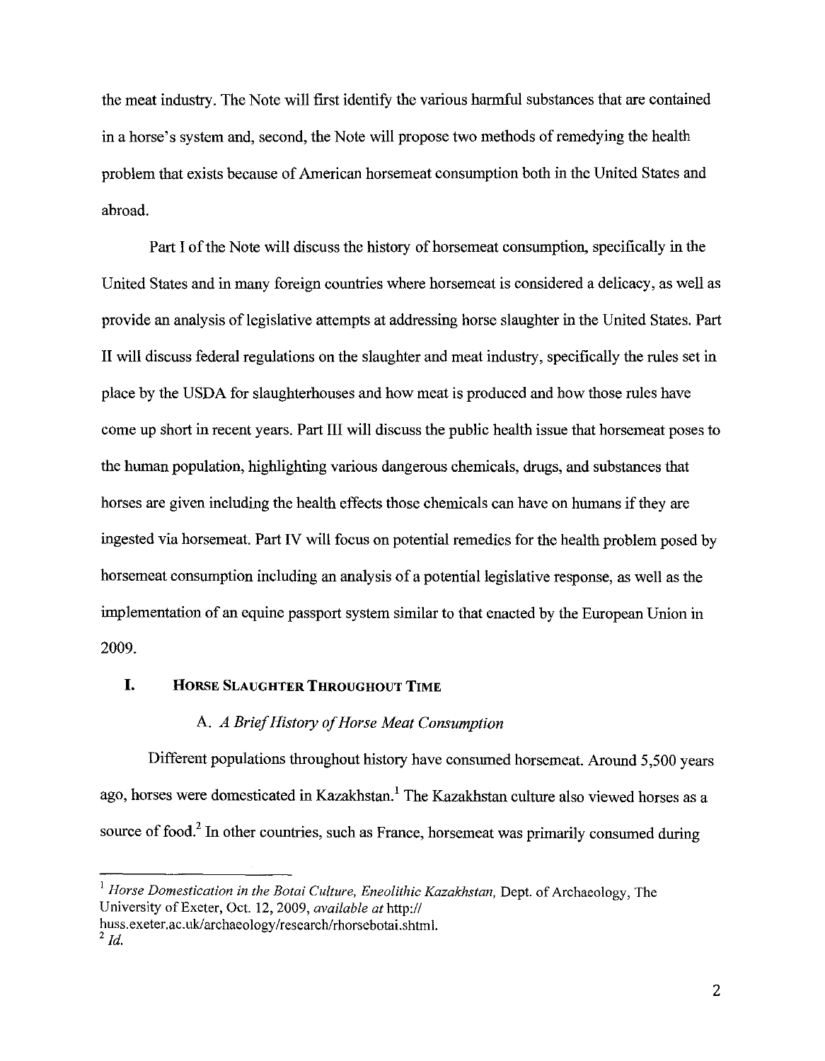the meat industry. The Note will first identify the various harmful substances that are contained in a horse's system and, second, the Note will propose two methods of remedying the health problem that exists because of American horsemeat consumption both in the United States and abroad.

Part I of the Note will discuss the history of horsemeat consumption, specifically in the United States and in many foreign countries where horsemeat is considered a delicacy, as well as provide an analysis of legislative attempts at addressing horse slaughter in the United States. Part II will discuss federal regulations on the slaughter and meat industry, specifically the rules set in place by the USDA for slaughterhouses and how meat is produced and how those rules have come up short in recent years. Part III will discuss the public health issue that horsemeat poses to the human population, highlighting various dangerous chemicals, drugs, and substances that horses are given including the health effects those chemicals can have on humans if they are ingested via horsemeat. Part IV will focus on potential remedies for the health problem posed by horsemeat consumption including an analysis of a potential legislative response, as well as the implementation of an equine passport system similar to that enacted by the European Union in 2009.

## I. HORSE SLAUGHTER THROUGHOUT TIME

### A. *A Brief History of Horse Meat Consumption*

Different populations throughout history have consumed horsemeat. Around 5,500 years ago, horses were domesticated in Kazakhstan.[1] The Kazakhstan culture also viewed horses as a source of food.[2] In other countries, such as France, horsemeat was primarily consumed during

---

[1] *Horse Domestication in the Botai Culture, Eneolithic Kazakhstan,* Dept. of Archaeology, The University of Exeter, Oct. 12, 2009, *available at* http://huss.exeter.ac.uk/archaeology/research/rhorsebotai.shtml.

[2] *Id.*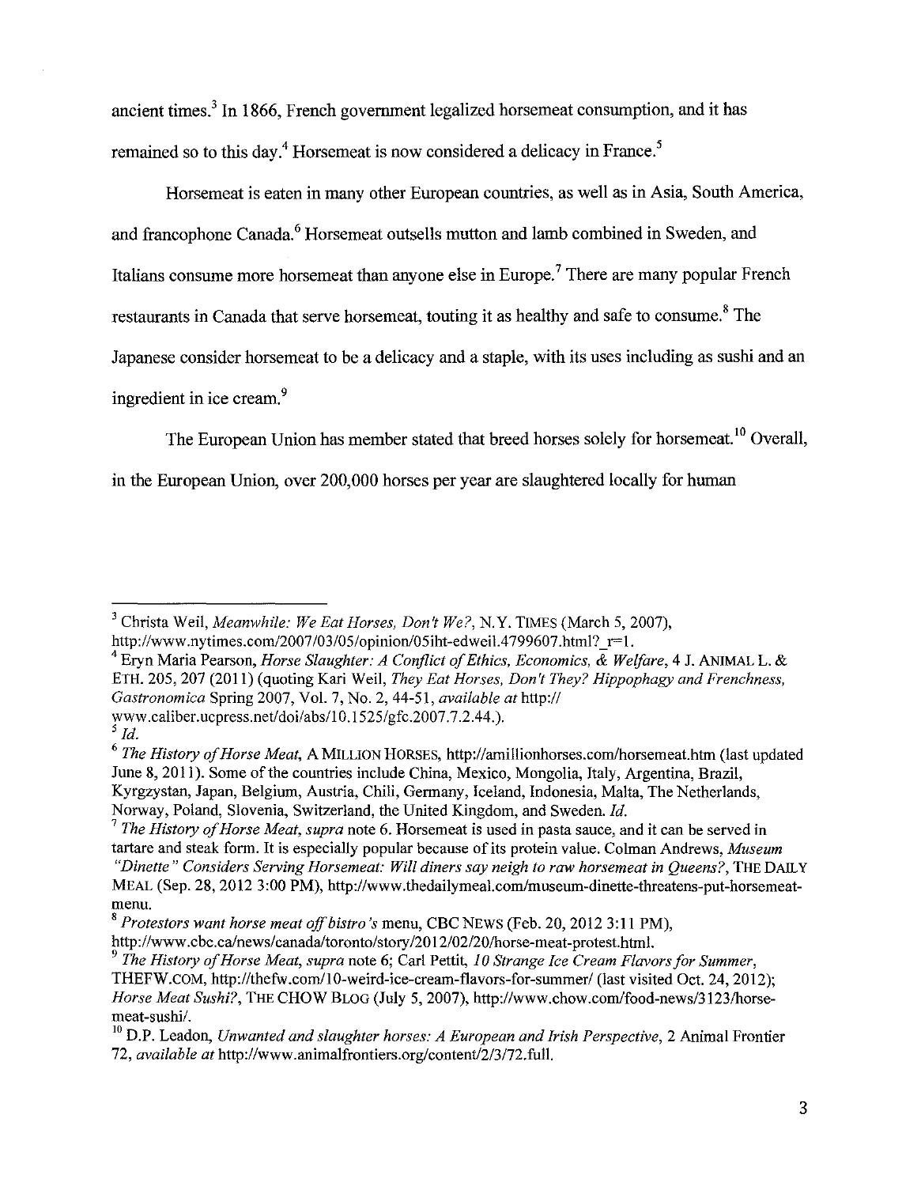ancient times.[3] In 1866, French government legalized horsemeat consumption, and it has remained so to this day.[4] Horsemeat is now considered a delicacy in France.[5]

Horsemeat is eaten in many other European countries, as well as in Asia, South America, and francophone Canada.[6] Horsemeat outsells mutton and lamb combined in Sweden, and Italians consume more horsemeat than anyone else in Europe.[7] There are many popular French restaurants in Canada that serve horsemeat, touting it as healthy and safe to consume.[8] The Japanese consider horsemeat to be a delicacy and a staple, with its uses including as sushi and an ingredient in ice cream.[9]

The European Union has member stated that breed horses solely for horsemeat.[10] Overall, in the European Union, over 200,000 horses per year are slaughtered locally for human

---

[3] Christa Weil, *Meanwhile: We Eat Horses, Don't We?*, N.Y. TIMES (March 5, 2007), http://www.nytimes.com/2007/03/05/opinion/05iht-edweil.4799607.html?_r=1.

[4] Eryn Maria Pearson, *Horse Slaughter: A Conflict of Ethics, Economics, & Welfare*, 4 J. ANIMAL L. & ETH. 205, 207 (2011) (quoting Kari Weil, *They Eat Horses, Don't They? Hippophagy and Frenchness, Gastronomica* Spring 2007, Vol. 7, No. 2, 44-51, *available at* http://www.caliber.ucpress.net/doi/abs/10.1525/gfc.2007.7.2.44.).

[5] *Id.*

[6] *The History of Horse Meat*, A MILLION HORSES, http://amillionhorses.com/horsemeat.htm (last updated June 8, 2011). Some of the countries include China, Mexico, Mongolia, Italy, Argentina, Brazil, Kyrgzystan, Japan, Belgium, Austria, Chili, Germany, Iceland, Indonesia, Malta, The Netherlands, Norway, Poland, Slovenia, Switzerland, the United Kingdom, and Sweden. *Id.*

[7] *The History of Horse Meat*, *supra* note 6. Horsemeat is used in pasta sauce, and it can be served in tartare and steak form. It is especially popular because of its protein value. Colman Andrews, *Museum "Dinette" Considers Serving Horsemeat: Will diners say neigh to raw horsemeat in Queens?*, THE DAILY MEAL (Sep. 28, 2012 3:00 PM), http://www.thedailymeal.com/museum-dinette-threatens-put-horsemeat-menu.

[8] *Protestors want horse meat off bistro's* menu, CBC NEWS (Feb. 20, 2012 3:11 PM), http://www.cbc.ca/news/canada/toronto/story/2012/02/20/horse-meat-protest.html.

[9] *The History of Horse Meat*, *supra* note 6; Carl Pettit, *10 Strange Ice Cream Flavors for Summer*, THEFW.COM, http://thefw.com/10-weird-ice-cream-flavors-for-summer/ (last visited Oct. 24, 2012); *Horse Meat Sushi?*, THE CHOW BLOG (July 5, 2007), http://www.chow.com/food-news/3123/horse-meat-sushi/.

[10] D.P. Leadon, *Unwanted and slaughter horses: A European and Irish Perspective*, 2 Animal Frontier 72, *available at* http://www.animalfrontiers.org/content/2/3/72.full.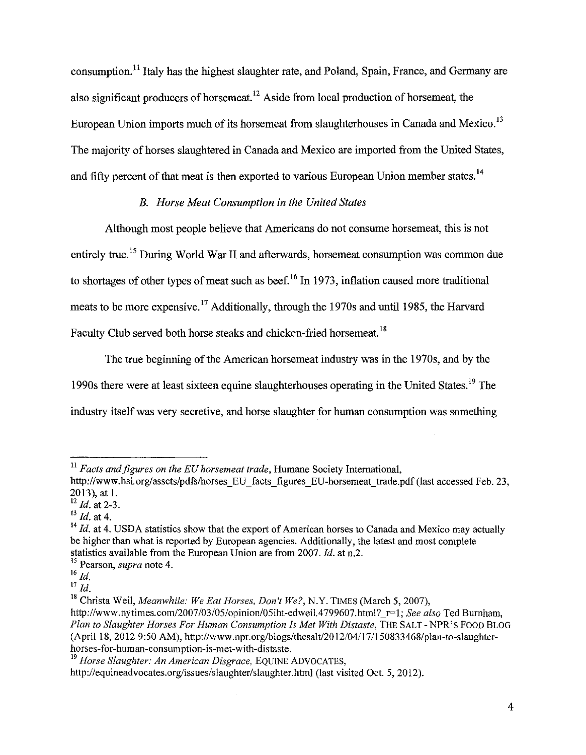consumption.[11] Italy has the highest slaughter rate, and Poland, Spain, France, and Germany are also significant producers of horsemeat.[12] Aside from local production of horsemeat, the European Union imports much of its horsemeat from slaughterhouses in Canada and Mexico.[13] The majority of horses slaughtered in Canada and Mexico are imported from the United States, and fifty percent of that meat is then exported to various European Union member states.[14]

### *B. Horse Meat Consumption in the United States*

Although most people believe that Americans do not consume horsemeat, this is not entirely true.[15] During World War II and afterwards, horsemeat consumption was common due to shortages of other types of meat such as beef.[16] In 1973, inflation caused more traditional meats to be more expensive.[17] Additionally, through the 1970s and until 1985, the Harvard Faculty Club served both horse steaks and chicken-fried horsemeat.[18]

The true beginning of the American horsemeat industry was in the 1970s, and by the 1990s there were at least sixteen equine slaughterhouses operating in the United States.[19] The industry itself was very secretive, and horse slaughter for human consumption was something

---

[11] *Facts and figures on the EU horsemeat trade*, Humane Society International, http://www.hsi.org/assets/pdfs/horses_EU_facts_figures_EU-horsemeat_trade.pdf (last accessed Feb. 23, 2013), at 1.

[12] *Id.* at 2-3.

[13] *Id.* at 4.

[14] *Id.* at 4. USDA statistics show that the export of American horses to Canada and Mexico may actually be higher than what is reported by European agencies. Additionally, the latest and most complete statistics available from the European Union are from 2007. *Id.* at n.2.

[15] Pearson, *supra* note 4.

[16] *Id.*

[17] *Id.*

[18] Christa Weil, *Meanwhile: We Eat Horses, Don't We?*, N.Y. TIMES (March 5, 2007), http://www.nytimes.com/2007/03/05/opinion/05iht-edweil.4799607.html?_r=1; *See also* Ted Burnham, *Plan to Slaughter Horses For Human Consumption Is Met With Distaste*, THE SALT - NPR'S FOOD BLOG (April 18, 2012 9:50 AM), http://www.npr.org/blogs/thesalt/2012/04/17/150833468/plan-to-slaughter-horses-for-human-consumption-is-met-with-distaste.

[19] *Horse Slaughter: An American Disgrace*, EQUINE ADVOCATES, http://equineadvocates.org/issues/slaughter/slaughter.html (last visited Oct. 5, 2012).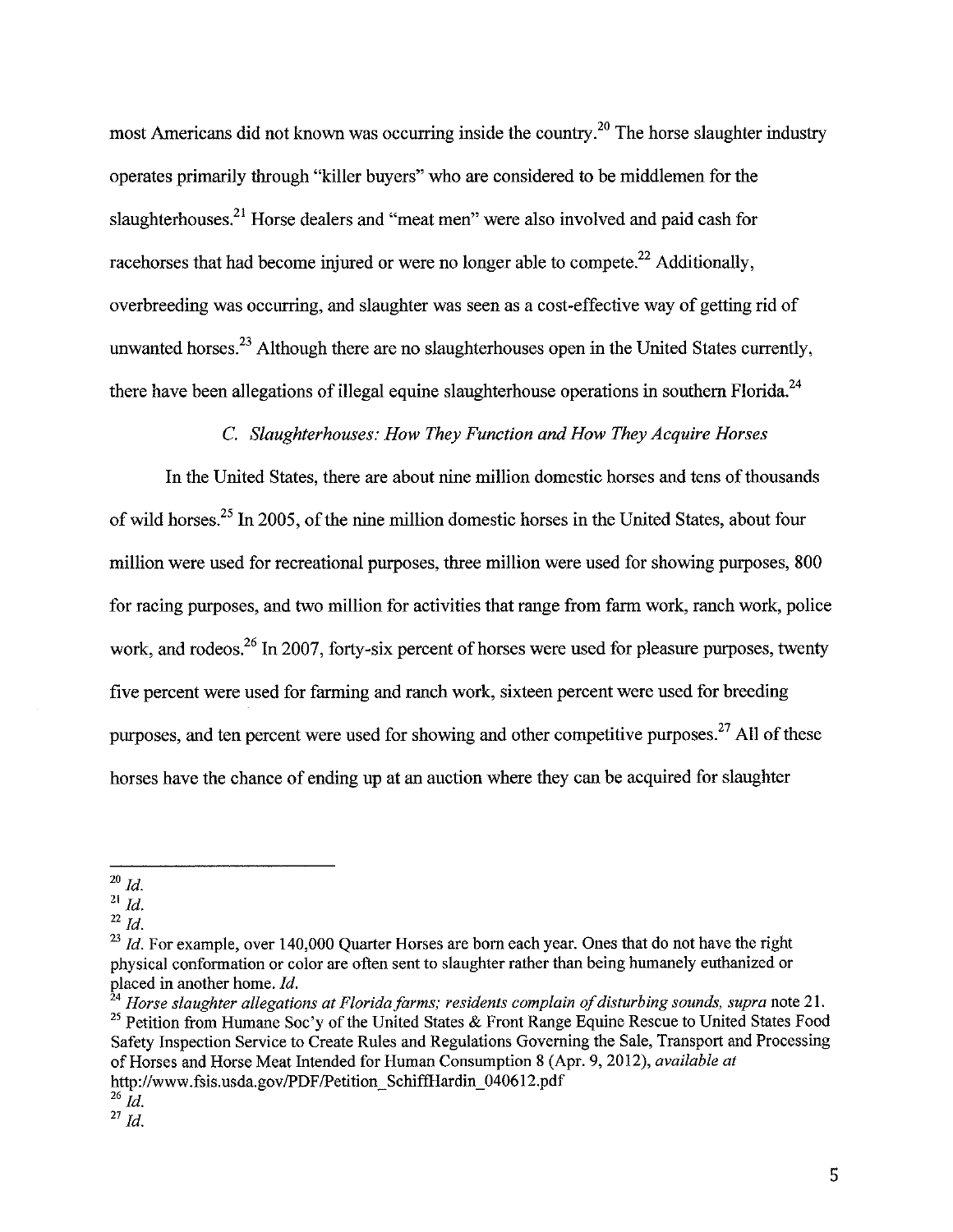most Americans did not known was occurring inside the country.[20] The horse slaughter industry operates primarily through "killer buyers" who are considered to be middlemen for the slaughterhouses.[21] Horse dealers and "meat men" were also involved and paid cash for racehorses that had become injured or were no longer able to compete.[22] Additionally, overbreeding was occurring, and slaughter was seen as a cost-effective way of getting rid of unwanted horses.[23] Although there are no slaughterhouses open in the United States currently, there have been allegations of illegal equine slaughterhouse operations in southern Florida.[24]

### *C. Slaughterhouses: How They Function and How They Acquire Horses*

In the United States, there are about nine million domestic horses and tens of thousands of wild horses.[25] In 2005, of the nine million domestic horses in the United States, about four million were used for recreational purposes, three million were used for showing purposes, 800 for racing purposes, and two million for activities that range from farm work, ranch work, police work, and rodeos.[26] In 2007, forty-six percent of horses were used for pleasure purposes, twenty five percent were used for farming and ranch work, sixteen percent were used for breeding purposes, and ten percent were used for showing and other competitive purposes.[27] All of these horses have the chance of ending up at an auction where they can be acquired for slaughter

---

[20] *Id.*

[21] *Id.*

[22] *Id.*

[23] *Id.* For example, over 140,000 Quarter Horses are born each year. Ones that do not have the right physical conformation or color are often sent to slaughter rather than being humanely euthanized or placed in another home. *Id.*

[24] *Horse slaughter allegations at Florida farms; residents complain of disturbing sounds, supra* note 21.

[25] Petition from Humane Soc'y of the United States & Front Range Equine Rescue to United States Food Safety Inspection Service to Create Rules and Regulations Governing the Sale, Transport and Processing of Horses and Horse Meat Intended for Human Consumption 8 (Apr. 9, 2012), *available at* http://www.fsis.usda.gov/PDF/Petition_SchiffHardin_040612.pdf

[26] *Id.*

[27] *Id.*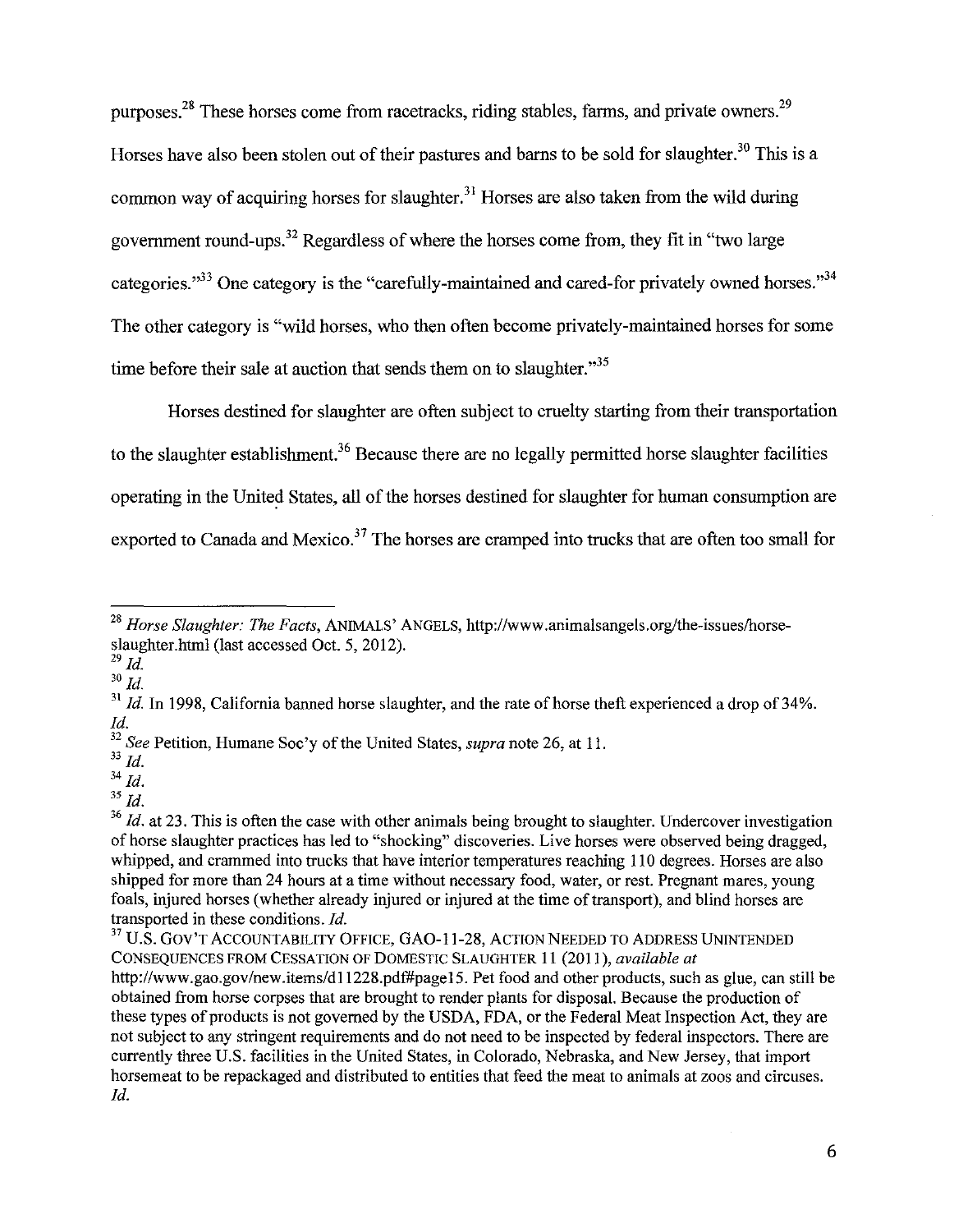purposes.[28] These horses come from racetracks, riding stables, farms, and private owners.[29] Horses have also been stolen out of their pastures and barns to be sold for slaughter.[30] This is a common way of acquiring horses for slaughter.[31] Horses are also taken from the wild during government round-ups.[32] Regardless of where the horses come from, they fit in "two large categories."[33] One category is the "carefully-maintained and cared-for privately owned horses."[34] The other category is "wild horses, who then often become privately-maintained horses for some time before their sale at auction that sends them on to slaughter."[35]

Horses destined for slaughter are often subject to cruelty starting from their transportation to the slaughter establishment.[36] Because there are no legally permitted horse slaughter facilities operating in the United States, all of the horses destined for slaughter for human consumption are exported to Canada and Mexico.[37] The horses are cramped into trucks that are often too small for

---

[28] *Horse Slaughter: The Facts*, ANIMALS' ANGELS, http://www.animalsangels.org/the-issues/horse-slaughter.html (last accessed Oct. 5, 2012).

[29] *Id.*

[30] *Id.*

[31] *Id.* In 1998, California banned horse slaughter, and the rate of horse theft experienced a drop of 34%. *Id.*

[32] *See* Petition, Humane Soc'y of the United States, *supra* note 26, at 11.

[33] *Id.*

[34] *Id.*

[35] *Id.*

[36] *Id.* at 23. This is often the case with other animals being brought to slaughter. Undercover investigation of horse slaughter practices has led to "shocking" discoveries. Live horses were observed being dragged, whipped, and crammed into trucks that have interior temperatures reaching 110 degrees. Horses are also shipped for more than 24 hours at a time without necessary food, water, or rest. Pregnant mares, young foals, injured horses (whether already injured or injured at the time of transport), and blind horses are transported in these conditions. *Id.*

[37] U.S. GOV'T ACCOUNTABILITY OFFICE, GAO-11-28, ACTION NEEDED TO ADDRESS UNINTENDED CONSEQUENCES FROM CESSATION OF DOMESTIC SLAUGHTER 11 (2011), *available at* http://www.gao.gov/new.items/d11228.pdf#page15. Pet food and other products, such as glue, can still be obtained from horse corpses that are brought to render plants for disposal. Because the production of these types of products is not governed by the USDA, FDA, or the Federal Meat Inspection Act, they are not subject to any stringent requirements and do not need to be inspected by federal inspectors. There are currently three U.S. facilities in the United States, in Colorado, Nebraska, and New Jersey, that import horsemeat to be repackaged and distributed to entities that feed the meat to animals at zoos and circuses. *Id.*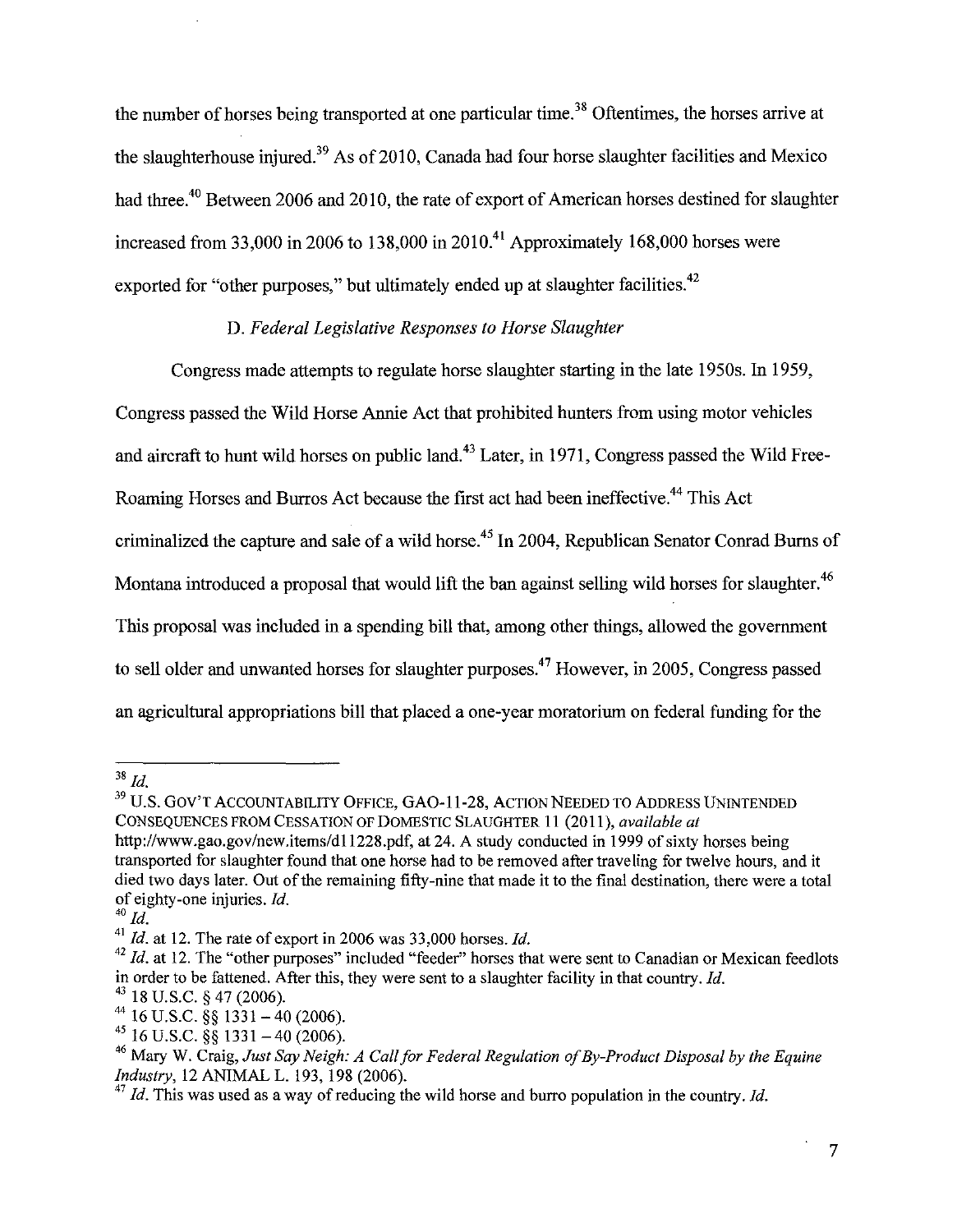the number of horses being transported at one particular time.[38] Oftentimes, the horses arrive at the slaughterhouse injured.[39] As of 2010, Canada had four horse slaughter facilities and Mexico had three.[40] Between 2006 and 2010, the rate of export of American horses destined for slaughter increased from 33,000 in 2006 to 138,000 in 2010.[41] Approximately 168,000 horses were exported for "other purposes," but ultimately ended up at slaughter facilities.[42]

### D. *Federal Legislative Responses to Horse Slaughter*

Congress made attempts to regulate horse slaughter starting in the late 1950s. In 1959, Congress passed the Wild Horse Annie Act that prohibited hunters from using motor vehicles and aircraft to hunt wild horses on public land.[43] Later, in 1971, Congress passed the Wild Free-Roaming Horses and Burros Act because the first act had been ineffective.[44] This Act criminalized the capture and sale of a wild horse.[45] In 2004, Republican Senator Conrad Burns of Montana introduced a proposal that would lift the ban against selling wild horses for slaughter.[46] This proposal was included in a spending bill that, among other things, allowed the government to sell older and unwanted horses for slaughter purposes.[47] However, in 2005, Congress passed an agricultural appropriations bill that placed a one-year moratorium on federal funding for the

---

[38] *Id.*

[39] U.S. GOV'T ACCOUNTABILITY OFFICE, GAO-11-28, ACTION NEEDED TO ADDRESS UNINTENDED CONSEQUENCES FROM CESSATION OF DOMESTIC SLAUGHTER 11 (2011), *available at* http://www.gao.gov/new.items/d11228.pdf, at 24. A study conducted in 1999 of sixty horses being transported for slaughter found that one horse had to be removed after traveling for twelve hours, and it died two days later. Out of the remaining fifty-nine that made it to the final destination, there were a total of eighty-one injuries. *Id.*

[40] *Id.*

[41] *Id.* at 12. The rate of export in 2006 was 33,000 horses. *Id.*

[42] *Id.* at 12. The "other purposes" included "feeder" horses that were sent to Canadian or Mexican feedlots in order to be fattened. After this, they were sent to a slaughter facility in that country. *Id.*

[43] 18 U.S.C. § 47 (2006).

[44] 16 U.S.C. §§ 1331 – 40 (2006).

[45] 16 U.S.C. §§ 1331 – 40 (2006).

[46] Mary W. Craig, *Just Say Neigh: A Call for Federal Regulation of By-Product Disposal by the Equine Industry*, 12 ANIMAL L. 193, 198 (2006).

[47] *Id.* This was used as a way of reducing the wild horse and burro population in the country. *Id.*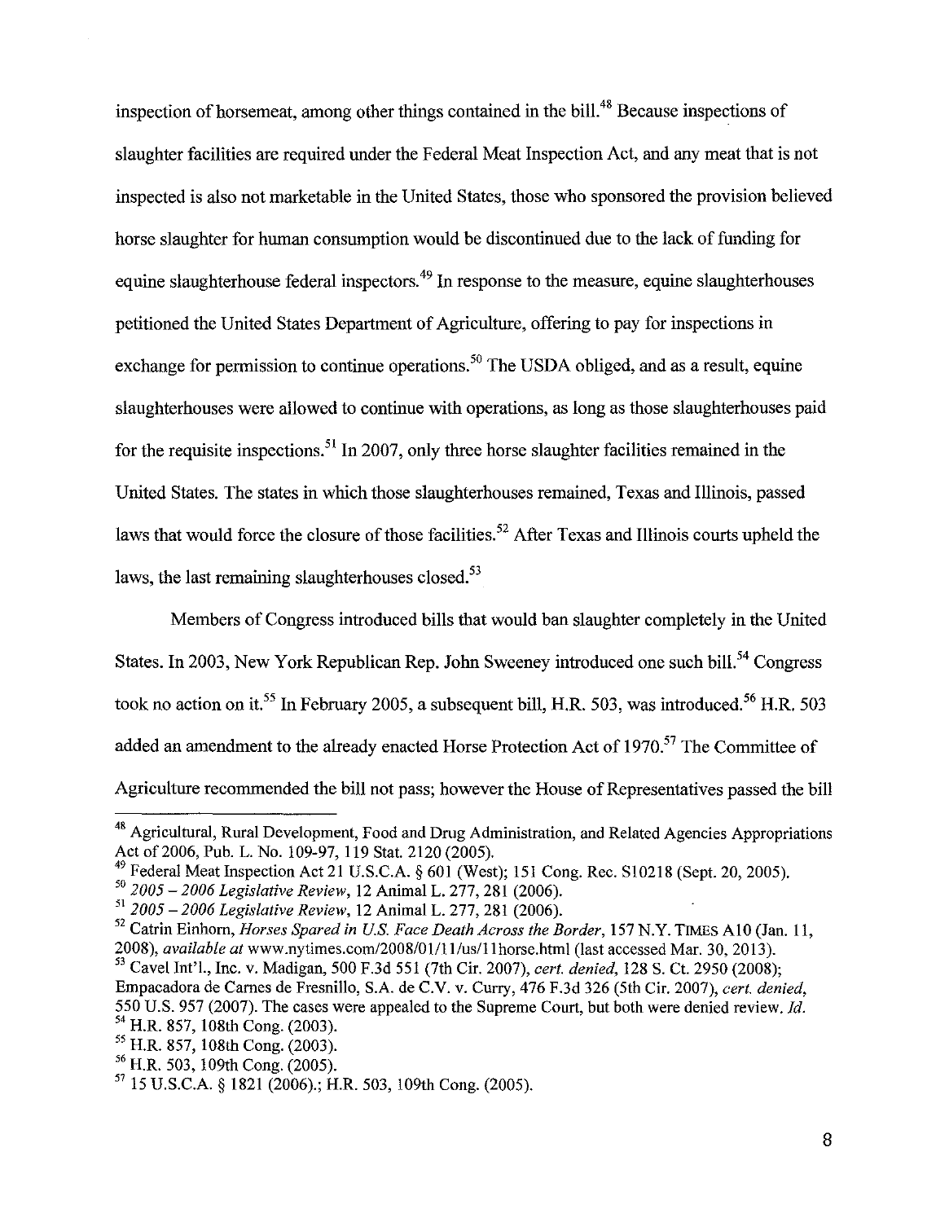inspection of horsemeat, among other things contained in the bill.[48] Because inspections of slaughter facilities are required under the Federal Meat Inspection Act, and any meat that is not inspected is also not marketable in the United States, those who sponsored the provision believed horse slaughter for human consumption would be discontinued due to the lack of funding for equine slaughterhouse federal inspectors.[49] In response to the measure, equine slaughterhouses petitioned the United States Department of Agriculture, offering to pay for inspections in exchange for permission to continue operations.[50] The USDA obliged, and as a result, equine slaughterhouses were allowed to continue with operations, as long as those slaughterhouses paid for the requisite inspections.[51] In 2007, only three horse slaughter facilities remained in the United States. The states in which those slaughterhouses remained, Texas and Illinois, passed laws that would force the closure of those facilities.[52] After Texas and Illinois courts upheld the laws, the last remaining slaughterhouses closed.[53]

Members of Congress introduced bills that would ban slaughter completely in the United States. In 2003, New York Republican Rep. John Sweeney introduced one such bill.[54] Congress took no action on it.[55] In February 2005, a subsequent bill, H.R. 503, was introduced.[56] H.R. 503 added an amendment to the already enacted Horse Protection Act of 1970.[57] The Committee of Agriculture recommended the bill not pass; however the House of Representatives passed the bill

---

[48] Agricultural, Rural Development, Food and Drug Administration, and Related Agencies Appropriations Act of 2006, Pub. L. No. 109-97, 119 Stat. 2120 (2005).

[49] Federal Meat Inspection Act 21 U.S.C.A. § 601 (West); 151 Cong. Rec. S10218 (Sept. 20, 2005).

[50] *2005 – 2006 Legislative Review*, 12 Animal L. 277, 281 (2006).

[51] *2005 – 2006 Legislative Review*, 12 Animal L. 277, 281 (2006).

[52] Catrin Einhorn, *Horses Spared in U.S. Face Death Across the Border*, 157 N.Y. TIMES A10 (Jan. 11, 2008), *available at* www.nytimes.com/2008/01/11/us/11horse.html (last accessed Mar. 30, 2013).

[53] Cavel Int'l., Inc. v. Madigan, 500 F.3d 551 (7th Cir. 2007), *cert. denied*, 128 S. Ct. 2950 (2008); Empacadora de Carnes de Fresnillo, S.A. de C.V. v. Curry, 476 F.3d 326 (5th Cir. 2007), *cert. denied*, 550 U.S. 957 (2007). The cases were appealed to the Supreme Court, but both were denied review. *Id.*

[54] H.R. 857, 108th Cong. (2003).

[55] H.R. 857, 108th Cong. (2003).

[56] H.R. 503, 109th Cong. (2005).

[57] 15 U.S.C.A. § 1821 (2006).; H.R. 503, 109th Cong. (2005).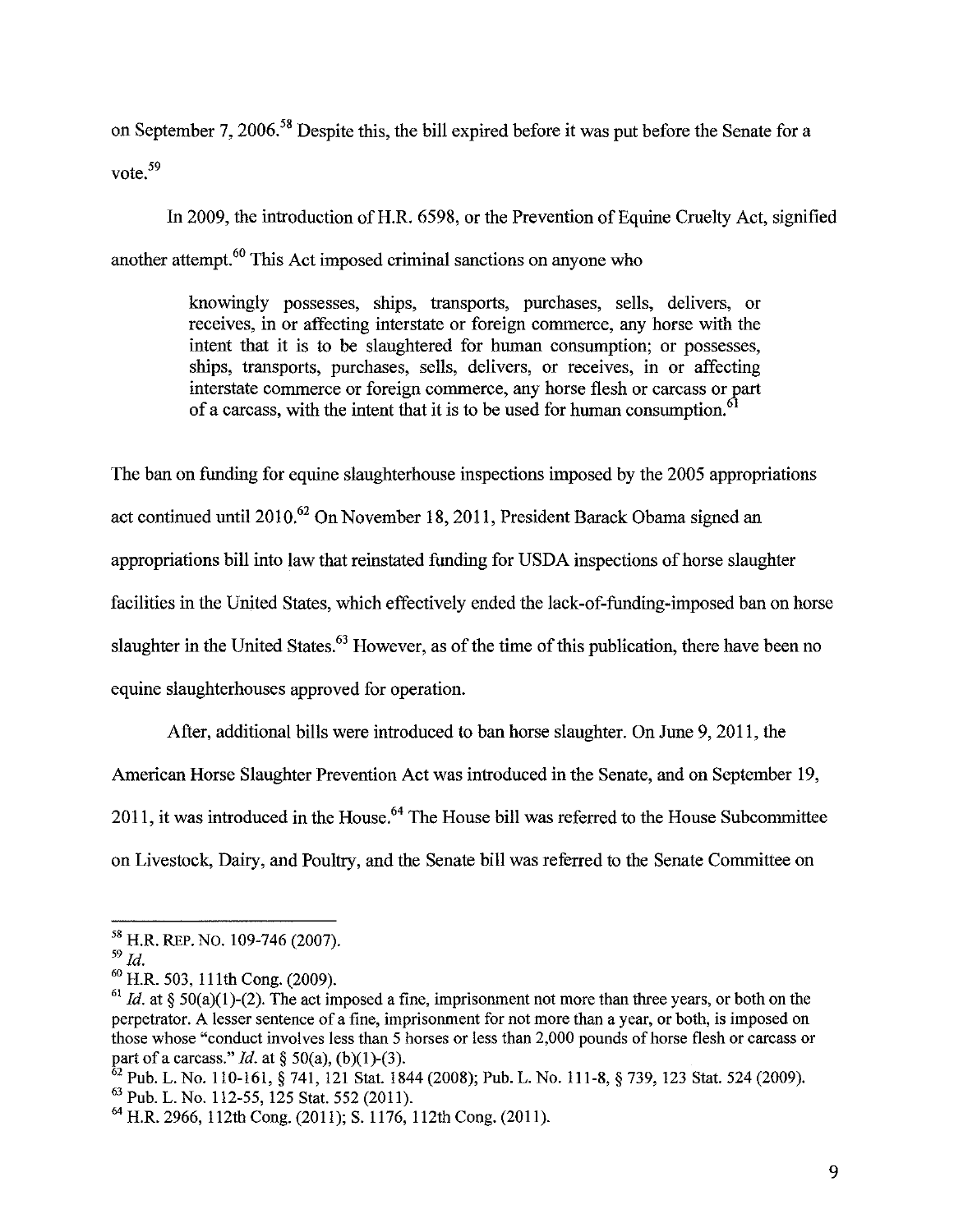on September 7, 2006.[58] Despite this, the bill expired before it was put before the Senate for a vote.[59]

In 2009, the introduction of H.R. 6598, or the Prevention of Equine Cruelty Act, signified another attempt.[60] This Act imposed criminal sanctions on anyone who

> knowingly possesses, ships, transports, purchases, sells, delivers, or receives, in or affecting interstate or foreign commerce, any horse with the intent that it is to be slaughtered for human consumption; or possesses, ships, transports, purchases, sells, delivers, or receives, in or affecting interstate commerce or foreign commerce, any horse flesh or carcass or part of a carcass, with the intent that it is to be used for human consumption.[61]

The ban on funding for equine slaughterhouse inspections imposed by the 2005 appropriations act continued until 2010.[62] On November 18, 2011, President Barack Obama signed an appropriations bill into law that reinstated funding for USDA inspections of horse slaughter facilities in the United States, which effectively ended the lack-of-funding-imposed ban on horse slaughter in the United States.[63] However, as of the time of this publication, there have been no equine slaughterhouses approved for operation.

After, additional bills were introduced to ban horse slaughter. On June 9, 2011, the American Horse Slaughter Prevention Act was introduced in the Senate, and on September 19, 2011, it was introduced in the House.[64] The House bill was referred to the House Subcommittee on Livestock, Dairy, and Poultry, and the Senate bill was referred to the Senate Committee on

---

[58] H.R. REP. NO. 109-746 (2007).

[59] *Id.*

[60] H.R. 503, 111th Cong. (2009).

[61] *Id.* at § 50(a)(1)-(2). The act imposed a fine, imprisonment not more than three years, or both on the perpetrator. A lesser sentence of a fine, imprisonment for not more than a year, or both, is imposed on those whose "conduct involves less than 5 horses or less than 2,000 pounds of horse flesh or carcass or part of a carcass." *Id.* at § 50(a), (b)(1)-(3).

[62] Pub. L. No. 110-161, § 741, 121 Stat. 1844 (2008); Pub. L. No. 111-8, § 739, 123 Stat. 524 (2009).

[63] Pub. L. No. 112-55, 125 Stat. 552 (2011).

[64] H.R. 2966, 112th Cong. (2011); S. 1176, 112th Cong. (2011).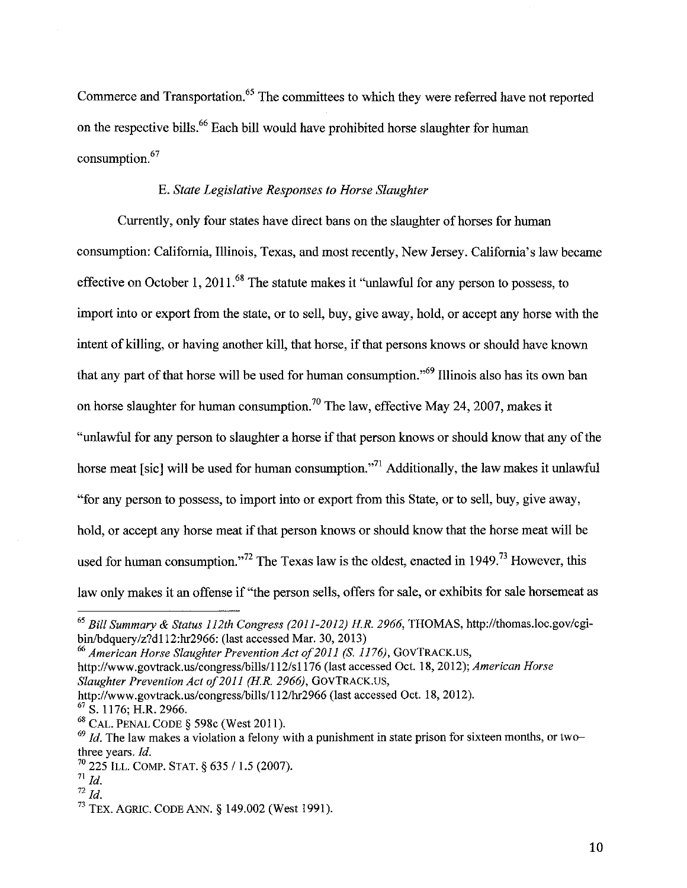Commerce and Transportation.[65] The committees to which they were referred have not reported on the respective bills.[66] Each bill would have prohibited horse slaughter for human consumption.[67]

### E. *State Legislative Responses to Horse Slaughter*

Currently, only four states have direct bans on the slaughter of horses for human consumption: California, Illinois, Texas, and most recently, New Jersey. California's law became effective on October 1, 2011.[68] The statute makes it "unlawful for any person to possess, to import into or export from the state, or to sell, buy, give away, hold, or accept any horse with the intent of killing, or having another kill, that horse, if that persons knows or should have known that any part of that horse will be used for human consumption."[69] Illinois also has its own ban on horse slaughter for human consumption.[70] The law, effective May 24, 2007, makes it "unlawful for any person to slaughter a horse if that person knows or should know that any of the horse meat [sic] will be used for human consumption."[71] Additionally, the law makes it unlawful "for any person to possess, to import into or export from this State, or to sell, buy, give away, hold, or accept any horse meat if that person knows or should know that the horse meat will be used for human consumption."[72] The Texas law is the oldest, enacted in 1949.[73] However, this law only makes it an offense if "the person sells, offers for sale, or exhibits for sale horsemeat as

---

[65] *Bill Summary & Status 112th Congress (2011-2012) H.R. 2966*, THOMAS, http://thomas.loc.gov/cgi-bin/bdquery/z?d112:hr2966: (last accessed Mar. 30, 2013)

[66] *American Horse Slaughter Prevention Act of 2011 (S. 1176)*, GOVTRACK.US, http://www.govtrack.us/congress/bills/112/s1176 (last accessed Oct. 18, 2012); *American Horse Slaughter Prevention Act of 2011 (H.R. 2966)*, GOVTRACK.US, http://www.govtrack.us/congress/bills/112/hr2966 (last accessed Oct. 18, 2012).

[67] S. 1176; H.R. 2966.

[68] CAL. PENAL CODE § 598c (West 2011).

[69] *Id.* The law makes a violation a felony with a punishment in state prison for sixteen months, or two–three years. *Id.*

[70] 225 ILL. COMP. STAT. § 635 / 1.5 (2007).

[71] *Id.*

[72] *Id.*

[73] TEX. AGRIC. CODE ANN. § 149.002 (West 1991).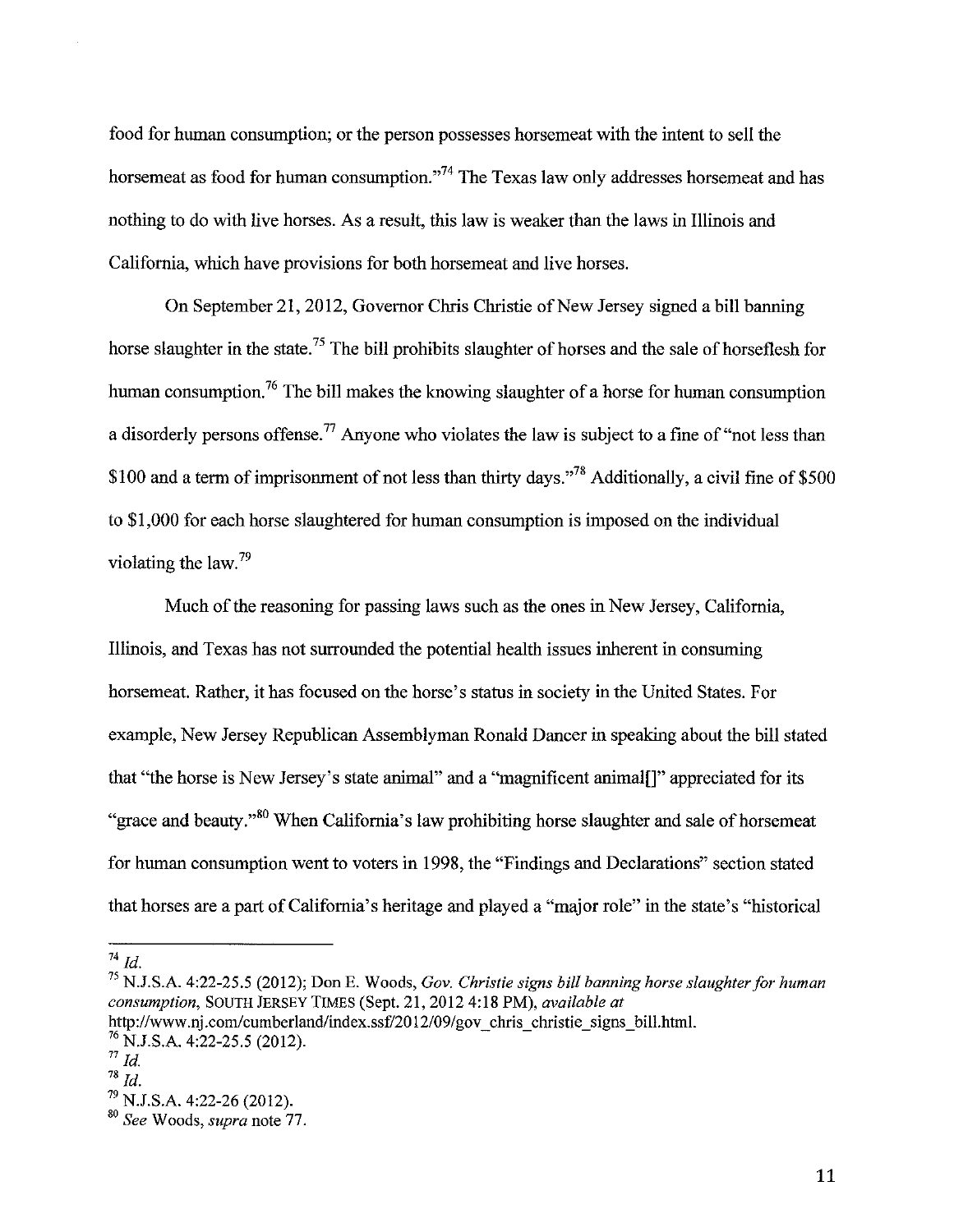food for human consumption; or the person possesses horsemeat with the intent to sell the horsemeat as food for human consumption."[74] The Texas law only addresses horsemeat and has nothing to do with live horses. As a result, this law is weaker than the laws in Illinois and California, which have provisions for both horsemeat and live horses.

On September 21, 2012, Governor Chris Christie of New Jersey signed a bill banning horse slaughter in the state.[75] The bill prohibits slaughter of horses and the sale of horseflesh for human consumption.[76] The bill makes the knowing slaughter of a horse for human consumption a disorderly persons offense.[77] Anyone who violates the law is subject to a fine of "not less than $100 and a term of imprisonment of not less than thirty days."[78] Additionally, a civil fine of $500 to $1,000 for each horse slaughtered for human consumption is imposed on the individual violating the law.[79]

Much of the reasoning for passing laws such as the ones in New Jersey, California, Illinois, and Texas has not surrounded the potential health issues inherent in consuming horsemeat. Rather, it has focused on the horse's status in society in the United States. For example, New Jersey Republican Assemblyman Ronald Dancer in speaking about the bill stated that "the horse is New Jersey's state animal" and a "magnificent animal[]" appreciated for its "grace and beauty."[80] When California's law prohibiting horse slaughter and sale of horsemeat for human consumption went to voters in 1998, the "Findings and Declarations" section stated that horses are a part of California's heritage and played a "major role" in the state's "historical

---

[74] *Id.*
[75] N.J.S.A. 4:22-25.5 (2012); Don E. Woods, *Gov. Christie signs bill banning horse slaughter for human consumption*, SOUTH JERSEY TIMES (Sept. 21, 2012 4:18 PM), *available at* http://www.nj.com/cumberland/index.ssf/2012/09/gov_chris_christie_signs_bill.html.
[76] N.J.S.A. 4:22-25.5 (2012).
[77] *Id.*
[78] *Id.*
[79] N.J.S.A. 4:22-26 (2012).
[80] *See* Woods, *supra* note 77.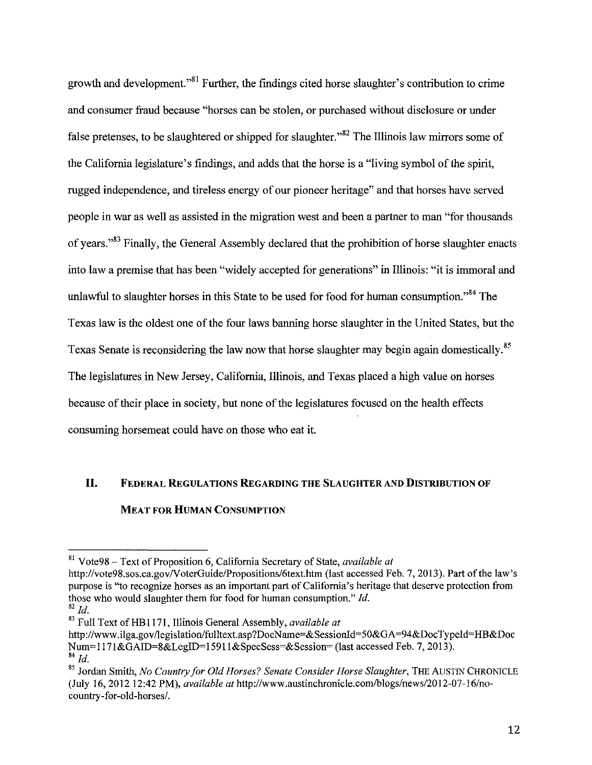growth and development."[81] Further, the findings cited horse slaughter's contribution to crime and consumer fraud because "horses can be stolen, or purchased without disclosure or under false pretenses, to be slaughtered or shipped for slaughter."[82] The Illinois law mirrors some of the California legislature's findings, and adds that the horse is a "living symbol of the spirit, rugged independence, and tireless energy of our pioneer heritage" and that horses have served people in war as well as assisted in the migration west and been a partner to man "for thousands of years."[83] Finally, the General Assembly declared that the prohibition of horse slaughter enacts into law a premise that has been "widely accepted for generations" in Illinois: "it is immoral and unlawful to slaughter horses in this State to be used for food for human consumption."[84] The Texas law is the oldest one of the four laws banning horse slaughter in the United States, but the Texas Senate is reconsidering the law now that horse slaughter may begin again domestically.[85] The legislatures in New Jersey, California, Illinois, and Texas placed a high value on horses because of their place in society, but none of the legislatures focused on the health effects consuming horsemeat could have on those who eat it.

## II. Federal Regulations Regarding the Slaughter and Distribution of Meat for Human Consumption

---

[81] Vote98 – Text of Proposition 6, California Secretary of State, *available at* http://vote98.sos.ca.gov/VoterGuide/Propositions/6text.htm (last accessed Feb. 7, 2013). Part of the law's purpose is "to recognize horses as an important part of California's heritage that deserve protection from those who would slaughter them for food for human consumption." *Id.*

[82] *Id.*

[83] Full Text of HB1171, Illinois General Assembly, *available at* http://www.ilga.gov/legislation/fulltext.asp?DocName=&SessionId=50&GA=94&DocTypeId=HB&DocNum=1171&GAID=8&LegID=15911&SpecSess=&Session= (last accessed Feb. 7, 2013).

[84] *Id.*

[85] Jordan Smith, *No Country for Old Horses? Senate Consider Horse Slaughter*, THE AUSTIN CHRONICLE (July 16, 2012 12:42 PM), *available at* http://www.austinchronicle.com/blogs/news/2012-07-16/no-country-for-old-horses/.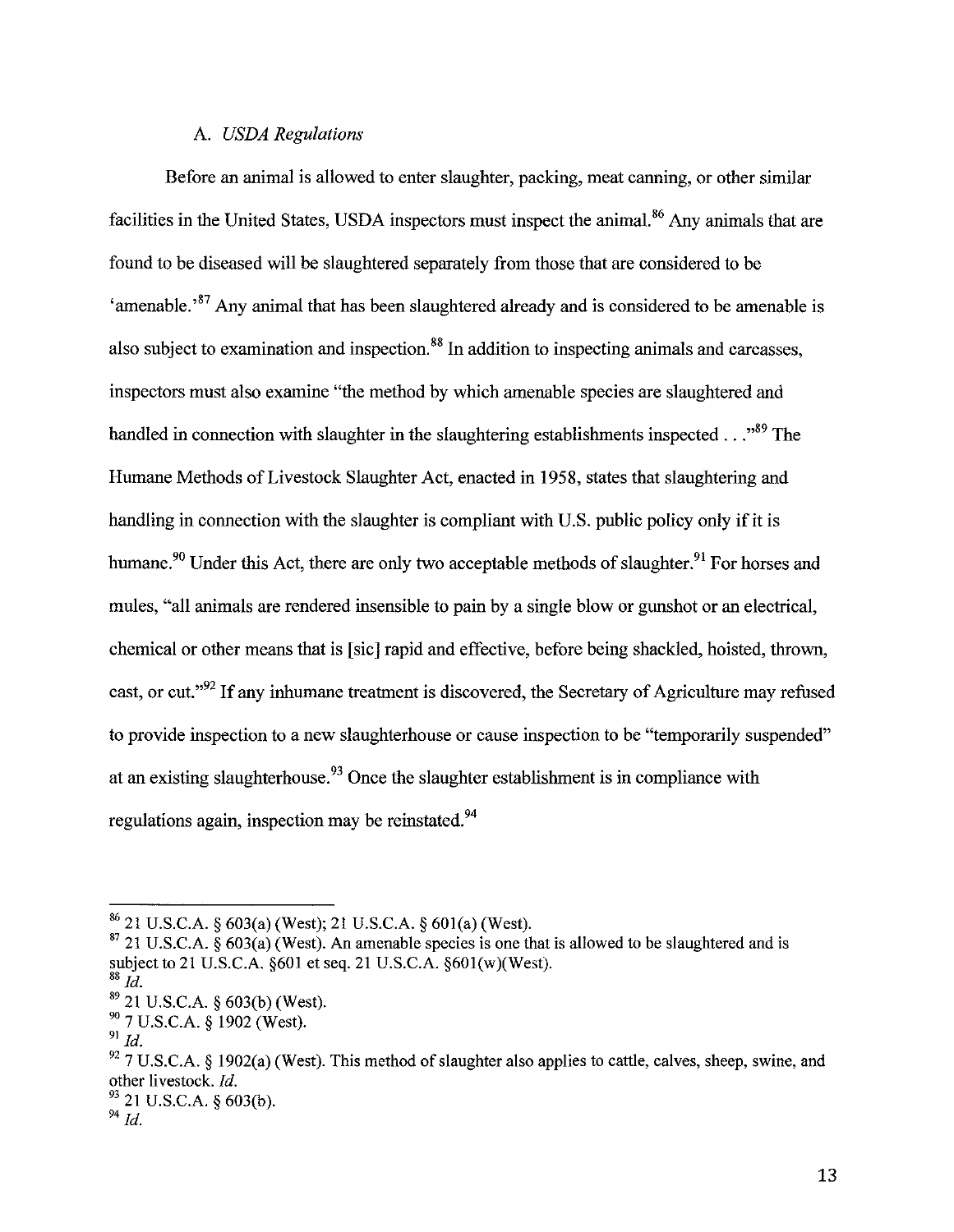### A. *USDA Regulations*

Before an animal is allowed to enter slaughter, packing, meat canning, or other similar facilities in the United States, USDA inspectors must inspect the animal.[86] Any animals that are found to be diseased will be slaughtered separately from those that are considered to be 'amenable.'[87] Any animal that has been slaughtered already and is considered to be amenable is also subject to examination and inspection.[88] In addition to inspecting animals and carcasses, inspectors must also examine "the method by which amenable species are slaughtered and handled in connection with slaughter in the slaughtering establishments inspected . . ."[89] The Humane Methods of Livestock Slaughter Act, enacted in 1958, states that slaughtering and handling in connection with the slaughter is compliant with U.S. public policy only if it is humane.[90] Under this Act, there are only two acceptable methods of slaughter.[91] For horses and mules, "all animals are rendered insensible to pain by a single blow or gunshot or an electrical, chemical or other means that is [sic] rapid and effective, before being shackled, hoisted, thrown, cast, or cut."[92] If any inhumane treatment is discovered, the Secretary of Agriculture may refused to provide inspection to a new slaughterhouse or cause inspection to be "temporarily suspended" at an existing slaughterhouse.[93] Once the slaughter establishment is in compliance with regulations again, inspection may be reinstated.[94]

---

[86] 21 U.S.C.A. § 603(a) (West); 21 U.S.C.A. § 601(a) (West).

[87] 21 U.S.C.A. § 603(a) (West). An amenable species is one that is allowed to be slaughtered and is subject to 21 U.S.C.A. §601 et seq. 21 U.S.C.A. §601(w)(West).

[88] *Id.*

[89] 21 U.S.C.A. § 603(b) (West).

[90] 7 U.S.C.A. § 1902 (West).

[91] *Id.*

[92] 7 U.S.C.A. § 1902(a) (West). This method of slaughter also applies to cattle, calves, sheep, swine, and other livestock. *Id.*

[93] 21 U.S.C.A. § 603(b).

[94] *Id.*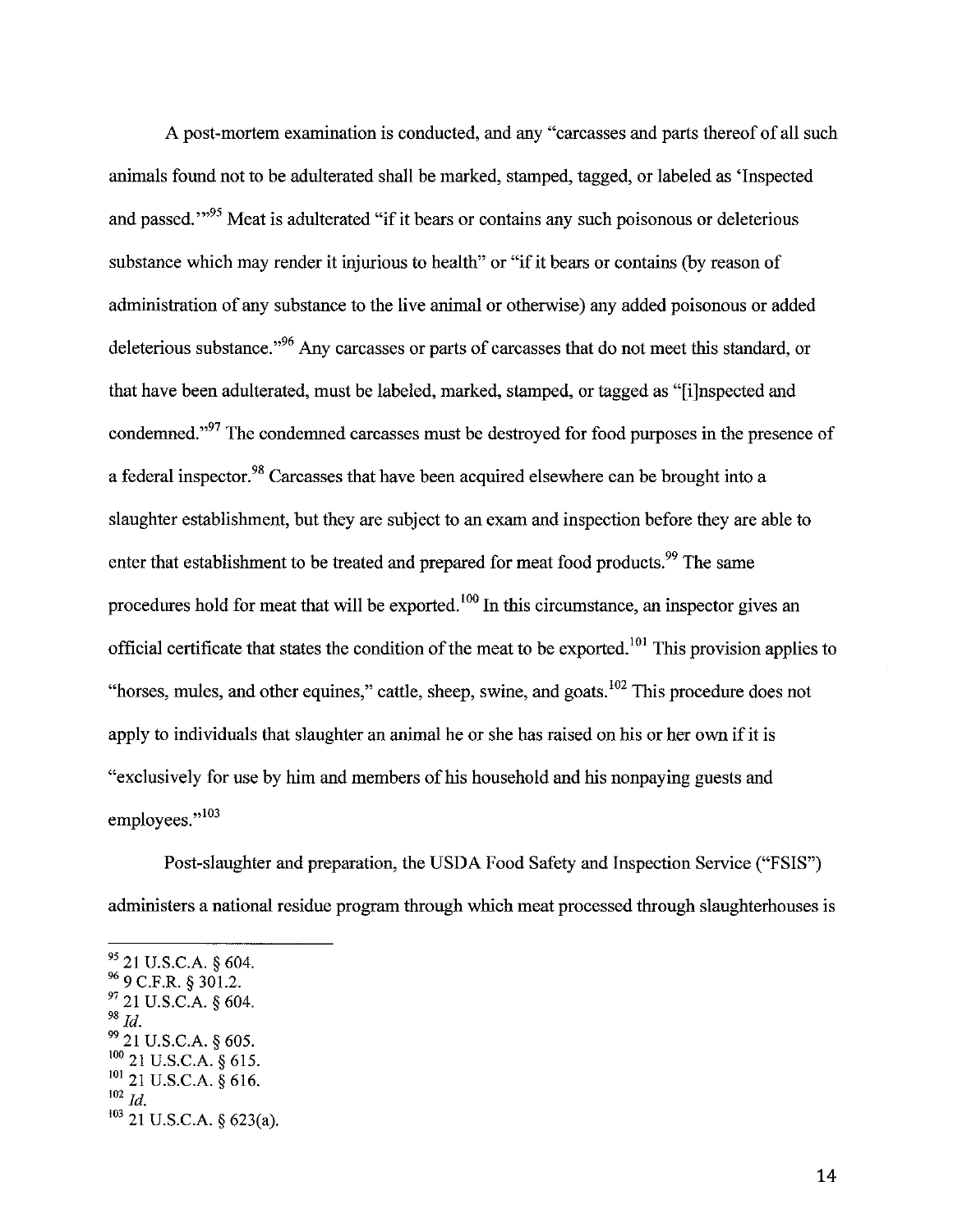A post-mortem examination is conducted, and any "carcasses and parts thereof of all such animals found not to be adulterated shall be marked, stamped, tagged, or labeled as 'Inspected and passed.'"[95] Meat is adulterated "if it bears or contains any such poisonous or deleterious substance which may render it injurious to health" or "if it bears or contains (by reason of administration of any substance to the live animal or otherwise) any added poisonous or added deleterious substance."[96] Any carcasses or parts of carcasses that do not meet this standard, or that have been adulterated, must be labeled, marked, stamped, or tagged as "[i]nspected and condemned."[97] The condemned carcasses must be destroyed for food purposes in the presence of a federal inspector.[98] Carcasses that have been acquired elsewhere can be brought into a slaughter establishment, but they are subject to an exam and inspection before they are able to enter that establishment to be treated and prepared for meat food products.[99] The same procedures hold for meat that will be exported.[100] In this circumstance, an inspector gives an official certificate that states the condition of the meat to be exported.[101] This provision applies to "horses, mules, and other equines," cattle, sheep, swine, and goats.[102] This procedure does not apply to individuals that slaughter an animal he or she has raised on his or her own if it is "exclusively for use by him and members of his household and his nonpaying guests and employees."[103]

Post-slaughter and preparation, the USDA Food Safety and Inspection Service ("FSIS") administers a national residue program through which meat processed through slaughterhouses is

---

[95] 21 U.S.C.A. § 604.
[96] 9 C.F.R. § 301.2.
[97] 21 U.S.C.A. § 604.
[98] *Id.*
[99] 21 U.S.C.A. § 605.
[100] 21 U.S.C.A. § 615.
[101] 21 U.S.C.A. § 616.
[102] *Id.*
[103] 21 U.S.C.A. § 623(a).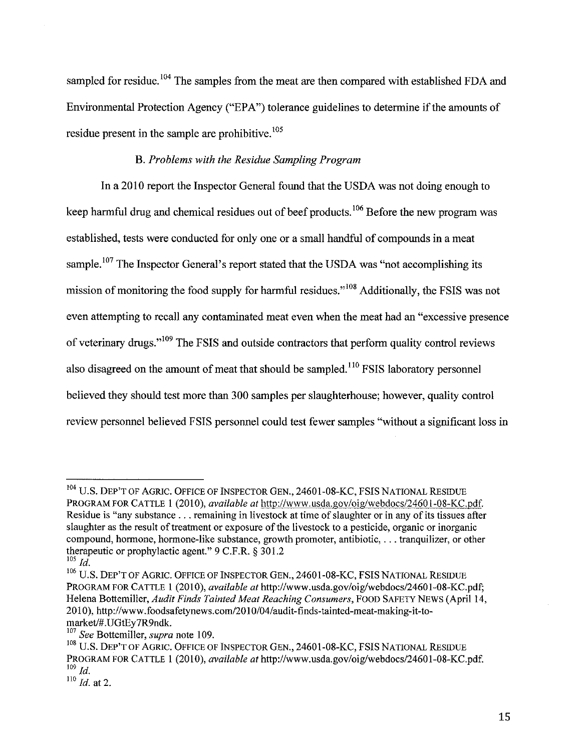sampled for residue.[104] The samples from the meat are then compared with established FDA and Environmental Protection Agency ("EPA") tolerance guidelines to determine if the amounts of residue present in the sample are prohibitive.[105]

### B. *Problems with the Residue Sampling Program*

In a 2010 report the Inspector General found that the USDA was not doing enough to keep harmful drug and chemical residues out of beef products.[106] Before the new program was established, tests were conducted for only one or a small handful of compounds in a meat sample.[107] The Inspector General's report stated that the USDA was "not accomplishing its mission of monitoring the food supply for harmful residues."[108] Additionally, the FSIS was not even attempting to recall any contaminated meat even when the meat had an "excessive presence of veterinary drugs."[109] The FSIS and outside contractors that perform quality control reviews also disagreed on the amount of meat that should be sampled.[110] FSIS laboratory personnel believed they should test more than 300 samples per slaughterhouse; however, quality control review personnel believed FSIS personnel could test fewer samples "without a significant loss in

---

[104] U.S. DEP'T OF AGRIC. OFFICE OF INSPECTOR GEN., 24601-08-KC, FSIS NATIONAL RESIDUE PROGRAM FOR CATTLE 1 (2010), *available at* http://www.usda.gov/oig/webdocs/24601-08-KC.pdf. Residue is "any substance . . . remaining in livestock at time of slaughter or in any of its tissues after slaughter as the result of treatment or exposure of the livestock to a pesticide, organic or inorganic compound, hormone, hormone-like substance, growth promoter, antibiotic, . . . tranquilizer, or other therapeutic or prophylactic agent." 9 C.F.R. § 301.2

[105] *Id.*

[106] U.S. DEP'T OF AGRIC. OFFICE OF INSPECTOR GEN., 24601-08-KC, FSIS NATIONAL RESIDUE PROGRAM FOR CATTLE 1 (2010), *available at* http://www.usda.gov/oig/webdocs/24601-08-KC.pdf; Helena Bottemiller, *Audit Finds Tainted Meat Reaching Consumers*, FOOD SAFETY NEWS (April 14, 2010), http://www.foodsafetynews.com/2010/04/audit-finds-tainted-meat-making-it-to-market/#.UGtEy7R9ndk.

[107] *See* Bottemiller, *supra* note 109.

[108] U.S. DEP'T OF AGRIC. OFFICE OF INSPECTOR GEN., 24601-08-KC, FSIS NATIONAL RESIDUE PROGRAM FOR CATTLE 1 (2010), *available at* http://www.usda.gov/oig/webdocs/24601-08-KC.pdf.

[109] *Id.*

[110] *Id.* at 2.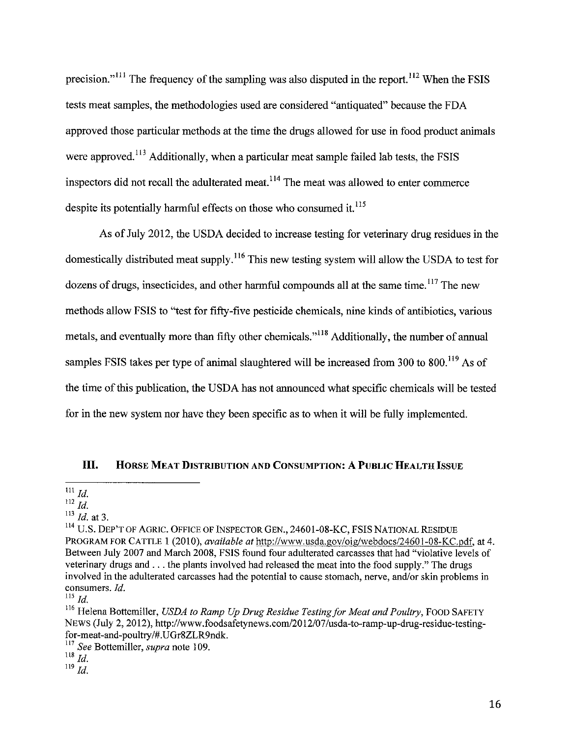precision."[111] The frequency of the sampling was also disputed in the report.[112] When the FSIS tests meat samples, the methodologies used are considered "antiquated" because the FDA approved those particular methods at the time the drugs allowed for use in food product animals were approved.[113] Additionally, when a particular meat sample failed lab tests, the FSIS inspectors did not recall the adulterated meat.[114] The meat was allowed to enter commerce despite its potentially harmful effects on those who consumed it.[115]

As of July 2012, the USDA decided to increase testing for veterinary drug residues in the domestically distributed meat supply.[116] This new testing system will allow the USDA to test for dozens of drugs, insecticides, and other harmful compounds all at the same time.[117] The new methods allow FSIS to "test for fifty-five pesticide chemicals, nine kinds of antibiotics, various metals, and eventually more than fifty other chemicals."[118] Additionally, the number of annual samples FSIS takes per type of animal slaughtered will be increased from 300 to 800.[119] As of the time of this publication, the USDA has not announced what specific chemicals will be tested for in the new system nor have they been specific as to when it will be fully implemented.

## III. Horse Meat Distribution and Consumption: A Public Health Issue

---

[111] *Id.*

[112] *Id.*

[113] *Id.* at 3.

[114] U.S. Dep't of Agric. Office of Inspector Gen., 24601-08-KC, FSIS National Residue Program for Cattle 1 (2010), *available at* http://www.usda.gov/oig/webdocs/24601-08-KC.pdf, at 4. Between July 2007 and March 2008, FSIS found four adulterated carcasses that had "violative levels of veterinary drugs and . . . the plants involved had released the meat into the food supply." The drugs involved in the adulterated carcasses had the potential to cause stomach, nerve, and/or skin problems in consumers. *Id.*

[115] *Id.*

[116] Helena Bottemiller, *USDA to Ramp Up Drug Residue Testing for Meat and Poultry*, Food Safety News (July 2, 2012), http://www.foodsafetynews.com/2012/07/usda-to-ramp-up-drug-residue-testing-for-meat-and-poultry/#.UGr8ZLR9ndk.

[117] *See* Bottemiller, *supra* note 109.

[118] *Id.*

[119] *Id.*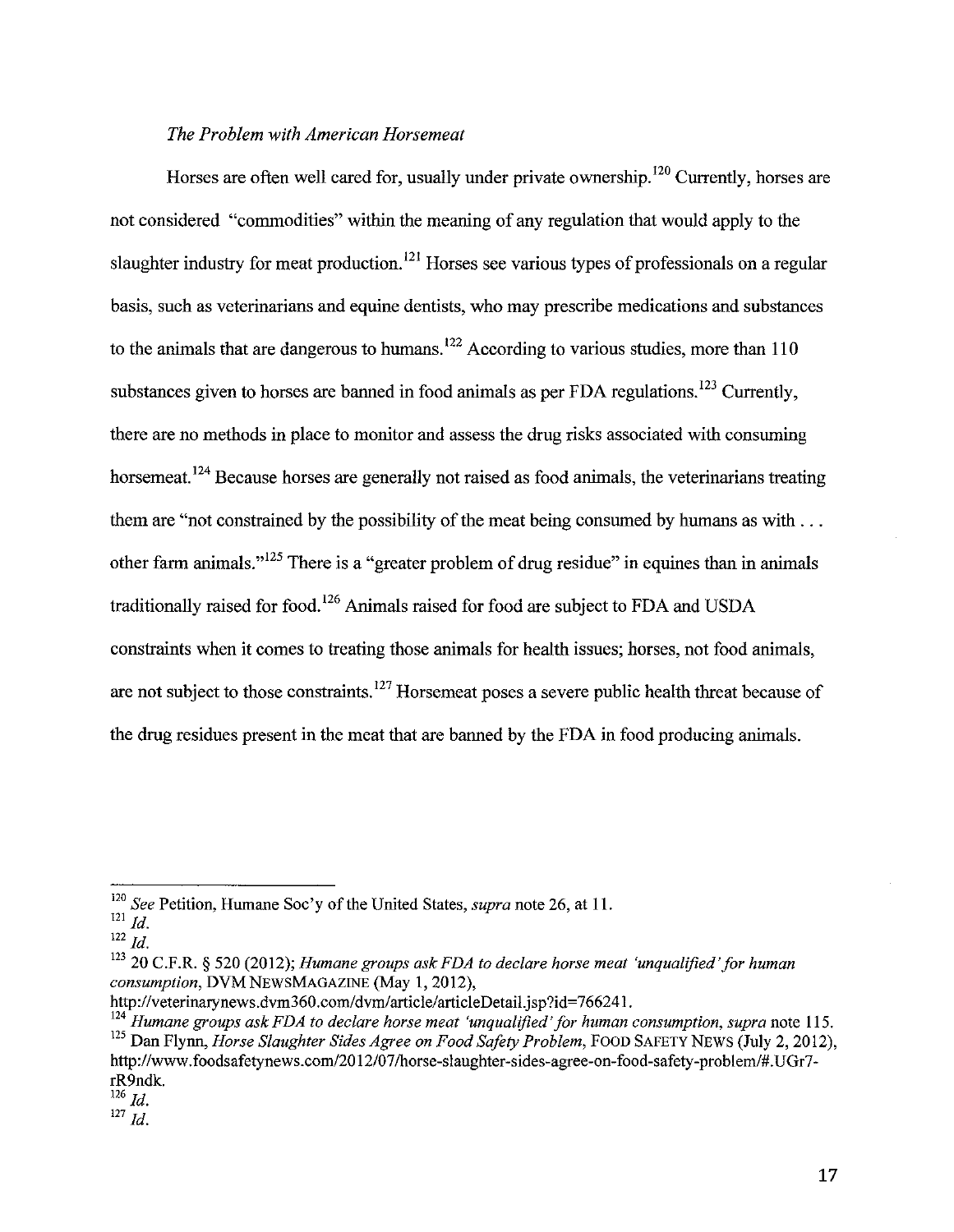*The Problem with American Horsemeat*

Horses are often well cared for, usually under private ownership.[120] Currently, horses are not considered "commodities" within the meaning of any regulation that would apply to the slaughter industry for meat production.[121] Horses see various types of professionals on a regular basis, such as veterinarians and equine dentists, who may prescribe medications and substances to the animals that are dangerous to humans.[122] According to various studies, more than 110 substances given to horses are banned in food animals as per FDA regulations.[123] Currently, there are no methods in place to monitor and assess the drug risks associated with consuming horsemeat.[124] Because horses are generally not raised as food animals, the veterinarians treating them are "not constrained by the possibility of the meat being consumed by humans as with . . . other farm animals."[125] There is a "greater problem of drug residue" in equines than in animals traditionally raised for food.[126] Animals raised for food are subject to FDA and USDA constraints when it comes to treating those animals for health issues; horses, not food animals, are not subject to those constraints.[127] Horsemeat poses a severe public health threat because of the drug residues present in the meat that are banned by the FDA in food producing animals.

---

[120] *See* Petition, Humane Soc'y of the United States, *supra* note 26, at 11.

[121] *Id.*

[122] *Id.*

[123] 20 C.F.R. § 520 (2012); *Humane groups ask FDA to declare horse meat 'unqualified' for human consumption*, DVM NEWSMAGAZINE (May 1, 2012), http://veterinarynews.dvm360.com/dvm/article/articleDetail.jsp?id=766241.

[124] *Humane groups ask FDA to declare horse meat 'unqualified' for human consumption*, *supra* note 115.

[125] Dan Flynn, *Horse Slaughter Sides Agree on Food Safety Problem*, FOOD SAFETY NEWS (July 2, 2012), http://www.foodsafetynews.com/2012/07/horse-slaughter-sides-agree-on-food-safety-problem/#.UGr7-rR9ndk.

[126] *Id.*

[127] *Id.*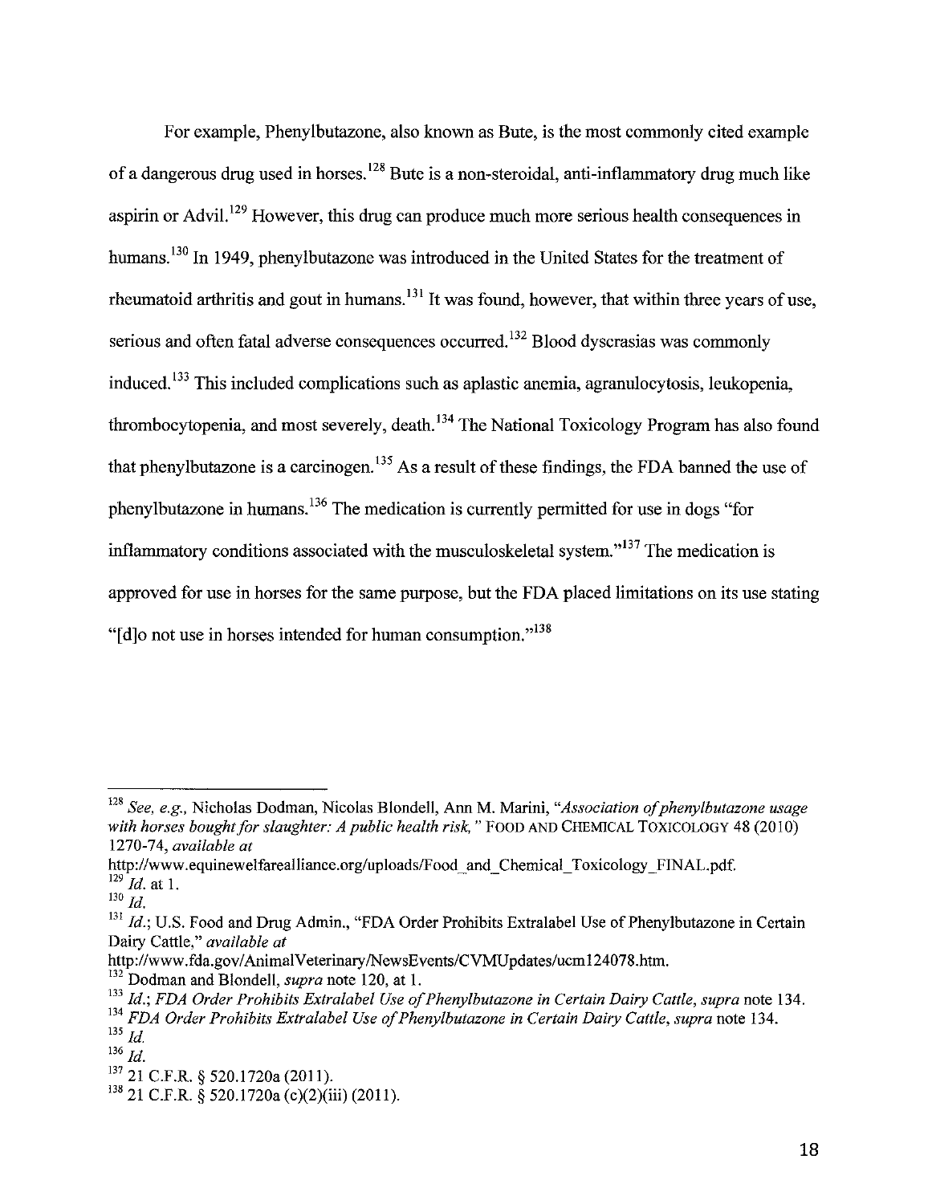For example, Phenylbutazone, also known as Bute, is the most commonly cited example of a dangerous drug used in horses.[128] Bute is a non-steroidal, anti-inflammatory drug much like aspirin or Advil.[129] However, this drug can produce much more serious health consequences in humans.[130] In 1949, phenylbutazone was introduced in the United States for the treatment of rheumatoid arthritis and gout in humans.[131] It was found, however, that within three years of use, serious and often fatal adverse consequences occurred.[132] Blood dyscrasias was commonly induced.[133] This included complications such as aplastic anemia, agranulocytosis, leukopenia, thrombocytopenia, and most severely, death.[134] The National Toxicology Program has also found that phenylbutazone is a carcinogen.[135] As a result of these findings, the FDA banned the use of phenylbutazone in humans.[136] The medication is currently permitted for use in dogs "for inflammatory conditions associated with the musculoskeletal system."[137] The medication is approved for use in horses for the same purpose, but the FDA placed limitations on its use stating "[d]o not use in horses intended for human consumption."[138]

---

[128] *See, e.g.,* Nicholas Dodman, Nicolas Blondell, Ann M. Marini, *"Association of phenylbutazone usage with horses bought for slaughter: A public health risk,"* FOOD AND CHEMICAL TOXICOLOGY 48 (2010) 1270-74, *available at* http://www.equinewelfarealliance.org/uploads/Food_and_Chemical_Toxicology_FINAL.pdf.

[129] *Id.* at 1.

[130] *Id.*

[131] *Id.*; U.S. Food and Drug Admin., "FDA Order Prohibits Extralabel Use of Phenylbutazone in Certain Dairy Cattle," *available at* http://www.fda.gov/AnimalVeterinary/NewsEvents/CVMUpdates/ucm124078.htm.

[132] Dodman and Blondell, *supra* note 120, at 1.

[133] *Id.*; *FDA Order Prohibits Extralabel Use of Phenylbutazone in Certain Dairy Cattle, supra* note 134.

[134] *FDA Order Prohibits Extralabel Use of Phenylbutazone in Certain Dairy Cattle, supra* note 134.

[135] *Id.*

[136] *Id.*

[137] 21 C.F.R. § 520.1720a (2011).

[138] 21 C.F.R. § 520.1720a (c)(2)(iii) (2011).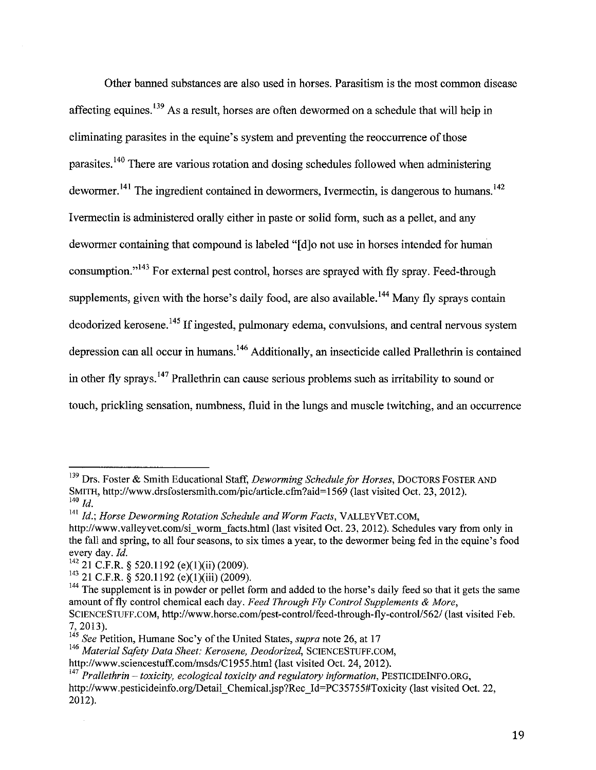Other banned substances are also used in horses. Parasitism is the most common disease affecting equines.[139] As a result, horses are often dewormed on a schedule that will help in eliminating parasites in the equine's system and preventing the reoccurrence of those parasites.[140] There are various rotation and dosing schedules followed when administering dewormer.[141] The ingredient contained in dewormers, Ivermectin, is dangerous to humans.[142] Ivermectin is administered orally either in paste or solid form, such as a pellet, and any dewormer containing that compound is labeled "[d]o not use in horses intended for human consumption."[143] For external pest control, horses are sprayed with fly spray. Feed-through supplements, given with the horse's daily food, are also available.[144] Many fly sprays contain deodorized kerosene.[145] If ingested, pulmonary edema, convulsions, and central nervous system depression can all occur in humans.[146] Additionally, an insecticide called Prallethrin is contained in other fly sprays.[147] Prallethrin can cause serious problems such as irritability to sound or touch, prickling sensation, numbness, fluid in the lungs and muscle twitching, and an occurrence

---

[139] Drs. Foster & Smith Educational Staff, *Deworming Schedule for Horses*, DOCTORS FOSTER AND SMITH, http://www.drsfostersmith.com/pic/article.cfm?aid=1569 (last visited Oct. 23, 2012).

[140] *Id.*

[141] *Id.*; *Horse Deworming Rotation Schedule and Worm Facts*, VALLEYVET.COM, http://www.valleyvet.com/si_worm_facts.html (last visited Oct. 23, 2012). Schedules vary from only in the fall and spring, to all four seasons, to six times a year, to the dewormer being fed in the equine's food every day. *Id.*

[142] 21 C.F.R. § 520.1192 (e)(1)(ii) (2009).

[143] 21 C.F.R. § 520.1192 (e)(1)(iii) (2009).

[144] The supplement is in powder or pellet form and added to the horse's daily feed so that it gets the same amount of fly control chemical each day. *Feed Through Fly Control Supplements & More*, SCIENCESTUFF.COM, http://www.horse.com/pest-control/feed-through-fly-control/562/ (last visited Feb. 7, 2013).

[145] *See* Petition, Humane Soc'y of the United States, *supra* note 26, at 17

[146] *Material Safety Data Sheet: Kerosene, Deodorized*, SCIENCESTUFF.COM, http://www.sciencestuff.com/msds/C1955.html (last visited Oct. 24, 2012).

[147] *Prallethrin – toxicity, ecological toxicity and regulatory information*, PESTICIDEINFO.ORG, http://www.pesticideinfo.org/Detail_Chemical.jsp?Rec_Id=PC35755#Toxicity (last visited Oct. 22, 2012).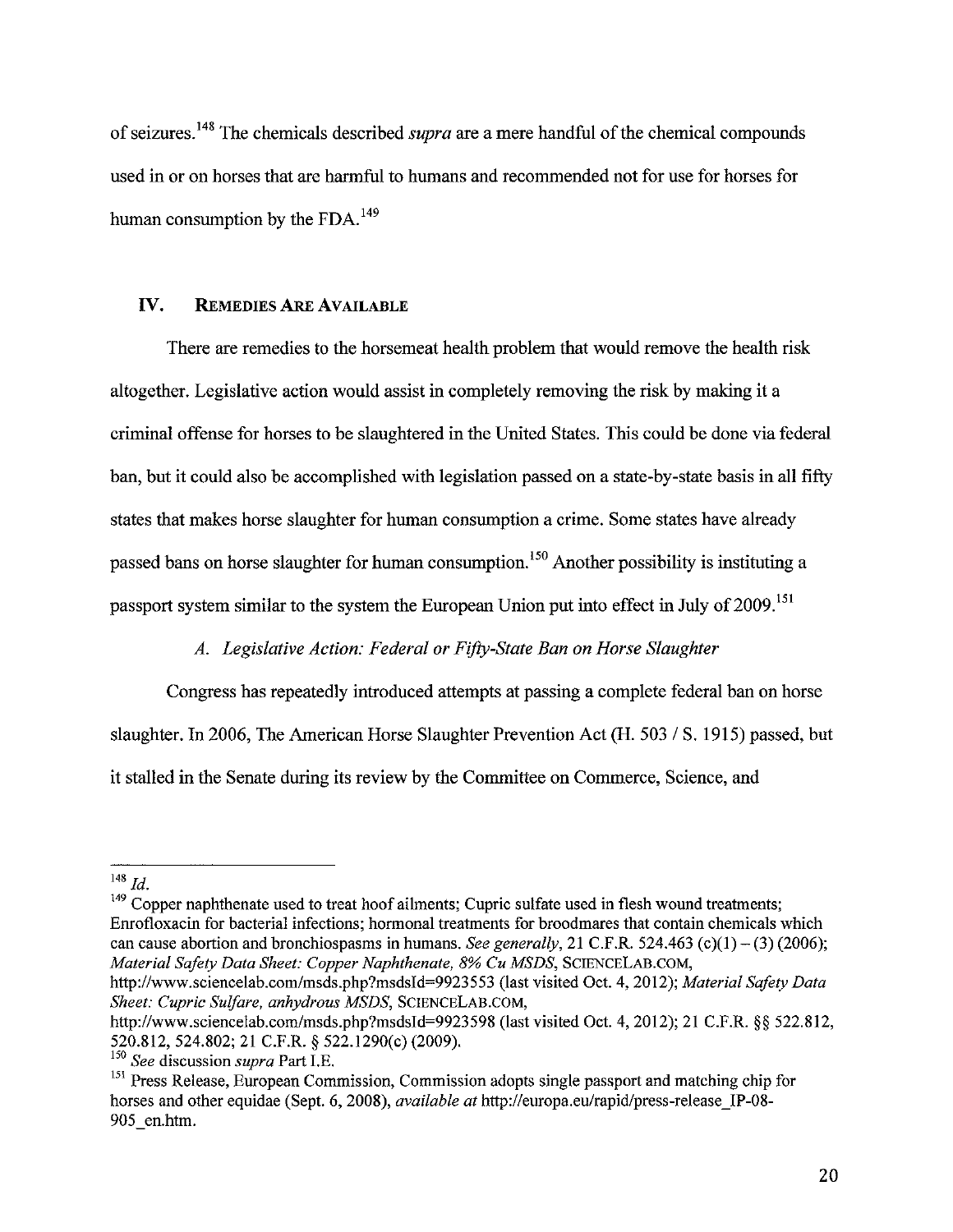of seizures.[148] The chemicals described *supra* are a mere handful of the chemical compounds used in or on horses that are harmful to humans and recommended not for use for horses for human consumption by the FDA.[149]

## IV. REMEDIES ARE AVAILABLE

There are remedies to the horsemeat health problem that would remove the health risk altogether. Legislative action would assist in completely removing the risk by making it a criminal offense for horses to be slaughtered in the United States. This could be done via federal ban, but it could also be accomplished with legislation passed on a state-by-state basis in all fifty states that makes horse slaughter for human consumption a crime. Some states have already passed bans on horse slaughter for human consumption.[150] Another possibility is instituting a passport system similar to the system the European Union put into effect in July of 2009.[151]

### *A. Legislative Action: Federal or Fifty-State Ban on Horse Slaughter*

Congress has repeatedly introduced attempts at passing a complete federal ban on horse slaughter. In 2006, The American Horse Slaughter Prevention Act (H. 503 / S. 1915) passed, but it stalled in the Senate during its review by the Committee on Commerce, Science, and

---

[148] *Id.*

[149] Copper naphthenate used to treat hoof ailments; Cupric sulfate used in flesh wound treatments; Enrofloxacin for bacterial infections; hormonal treatments for broodmares that contain chemicals which can cause abortion and bronchiospasms in humans. *See generally*, 21 C.F.R. 524.463 (c)(1) – (3) (2006); *Material Safety Data Sheet: Copper Naphthenate, 8% Cu MSDS*, SCIENCELAB.COM, http://www.sciencelab.com/msds.php?msdsId=9923553 (last visited Oct. 4, 2012); *Material Safety Data Sheet: Cupric Sulfare, anhydrous MSDS*, SCIENCELAB.COM, http://www.sciencelab.com/msds.php?msdsId=9923598 (last visited Oct. 4, 2012); 21 C.F.R. §§ 522.812, 520.812, 524.802; 21 C.F.R. § 522.1290(c) (2009).

[150] *See* discussion *supra* Part I.E.

[151] Press Release, European Commission, Commission adopts single passport and matching chip for horses and other equidae (Sept. 6, 2008), *available at* http://europa.eu/rapid/press-release_IP-08-905_en.htm.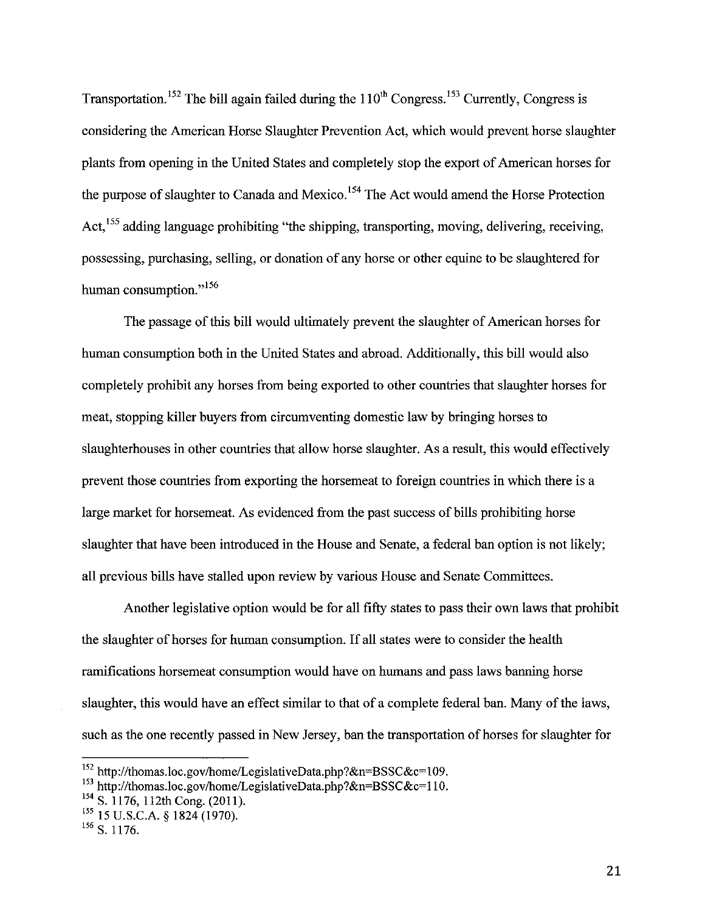Transportation.[152] The bill again failed during the 110th Congress.[153] Currently, Congress is considering the American Horse Slaughter Prevention Act, which would prevent horse slaughter plants from opening in the United States and completely stop the export of American horses for the purpose of slaughter to Canada and Mexico.[154] The Act would amend the Horse Protection Act,[155] adding language prohibiting "the shipping, transporting, moving, delivering, receiving, possessing, purchasing, selling, or donation of any horse or other equine to be slaughtered for human consumption."[156]

The passage of this bill would ultimately prevent the slaughter of American horses for human consumption both in the United States and abroad. Additionally, this bill would also completely prohibit any horses from being exported to other countries that slaughter horses for meat, stopping killer buyers from circumventing domestic law by bringing horses to slaughterhouses in other countries that allow horse slaughter. As a result, this would effectively prevent those countries from exporting the horsemeat to foreign countries in which there is a large market for horsemeat. As evidenced from the past success of bills prohibiting horse slaughter that have been introduced in the House and Senate, a federal ban option is not likely; all previous bills have stalled upon review by various House and Senate Committees.

Another legislative option would be for all fifty states to pass their own laws that prohibit the slaughter of horses for human consumption. If all states were to consider the health ramifications horsemeat consumption would have on humans and pass laws banning horse slaughter, this would have an effect similar to that of a complete federal ban. Many of the laws, such as the one recently passed in New Jersey, ban the transportation of horses for slaughter for

---

[152] http://thomas.loc.gov/home/LegislativeData.php?&n=BSSC&c=109.
[153] http://thomas.loc.gov/home/LegislativeData.php?&n=BSSC&c=110.
[154] S. 1176, 112th Cong. (2011).
[155] 15 U.S.C.A. § 1824 (1970).
[156] S. 1176.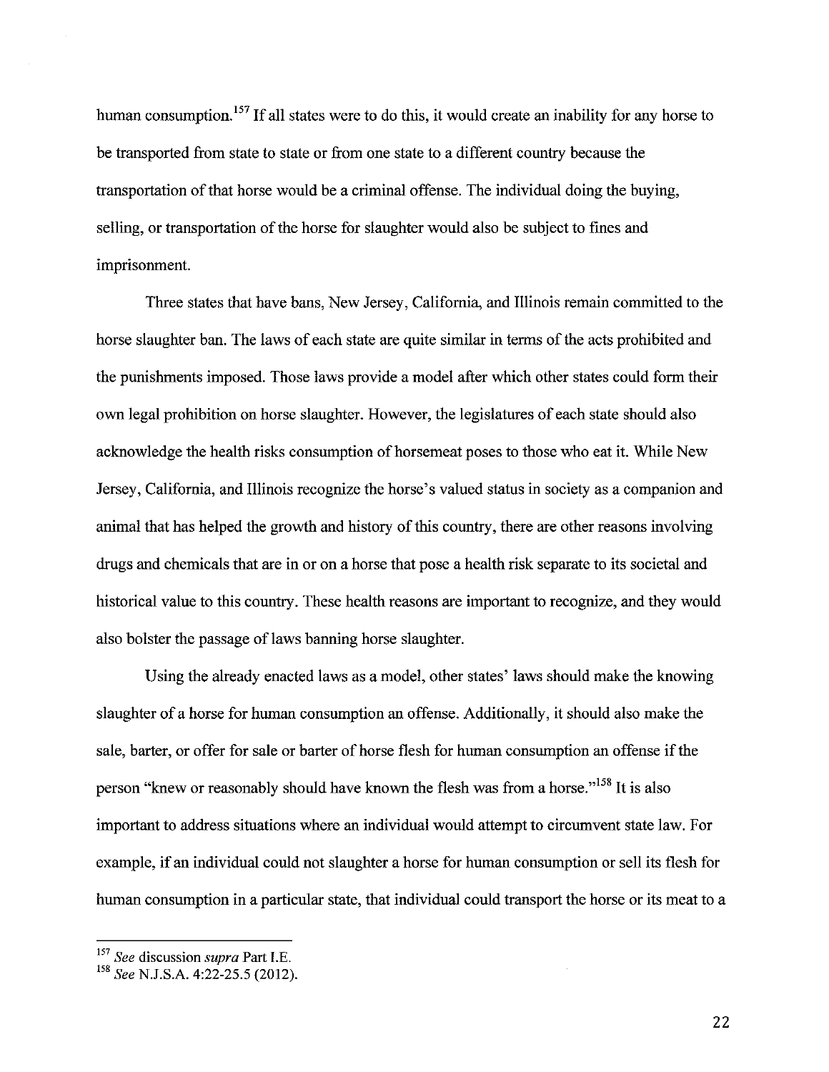human consumption.[157] If all states were to do this, it would create an inability for any horse to be transported from state to state or from one state to a different country because the transportation of that horse would be a criminal offense. The individual doing the buying, selling, or transportation of the horse for slaughter would also be subject to fines and imprisonment.

Three states that have bans, New Jersey, California, and Illinois remain committed to the horse slaughter ban. The laws of each state are quite similar in terms of the acts prohibited and the punishments imposed. Those laws provide a model after which other states could form their own legal prohibition on horse slaughter. However, the legislatures of each state should also acknowledge the health risks consumption of horsemeat poses to those who eat it. While New Jersey, California, and Illinois recognize the horse's valued status in society as a companion and animal that has helped the growth and history of this country, there are other reasons involving drugs and chemicals that are in or on a horse that pose a health risk separate to its societal and historical value to this country. These health reasons are important to recognize, and they would also bolster the passage of laws banning horse slaughter.

Using the already enacted laws as a model, other states' laws should make the knowing slaughter of a horse for human consumption an offense. Additionally, it should also make the sale, barter, or offer for sale or barter of horse flesh for human consumption an offense if the person "knew or reasonably should have known the flesh was from a horse."[158] It is also important to address situations where an individual would attempt to circumvent state law. For example, if an individual could not slaughter a horse for human consumption or sell its flesh for human consumption in a particular state, that individual could transport the horse or its meat to a

---

[157] *See* discussion *supra* Part I.E.

[158] *See* N.J.S.A. 4:22-25.5 (2012).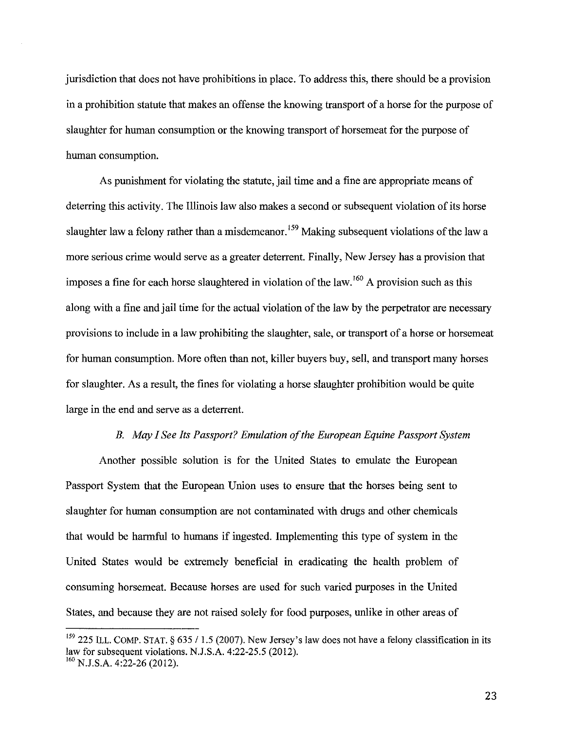jurisdiction that does not have prohibitions in place. To address this, there should be a provision in a prohibition statute that makes an offense the knowing transport of a horse for the purpose of slaughter for human consumption or the knowing transport of horsemeat for the purpose of human consumption.

As punishment for violating the statute, jail time and a fine are appropriate means of deterring this activity. The Illinois law also makes a second or subsequent violation of its horse slaughter law a felony rather than a misdemeanor.[159] Making subsequent violations of the law a more serious crime would serve as a greater deterrent. Finally, New Jersey has a provision that imposes a fine for each horse slaughtered in violation of the law.[160] A provision such as this along with a fine and jail time for the actual violation of the law by the perpetrator are necessary provisions to include in a law prohibiting the slaughter, sale, or transport of a horse or horsemeat for human consumption. More often than not, killer buyers buy, sell, and transport many horses for slaughter. As a result, the fines for violating a horse slaughter prohibition would be quite large in the end and serve as a deterrent.

### *B. May I See Its Passport? Emulation of the European Equine Passport System*

Another possible solution is for the United States to emulate the European Passport System that the European Union uses to ensure that the horses being sent to slaughter for human consumption are not contaminated with drugs and other chemicals that would be harmful to humans if ingested. Implementing this type of system in the United States would be extremely beneficial in eradicating the health problem of consuming horsemeat. Because horses are used for such varied purposes in the United States, and because they are not raised solely for food purposes, unlike in other areas of

---

[159] 225 ILL. COMP. STAT. § 635 / 1.5 (2007). New Jersey's law does not have a felony classification in its law for subsequent violations. N.J.S.A. 4:22-25.5 (2012).

[160] N.J.S.A. 4:22-26 (2012).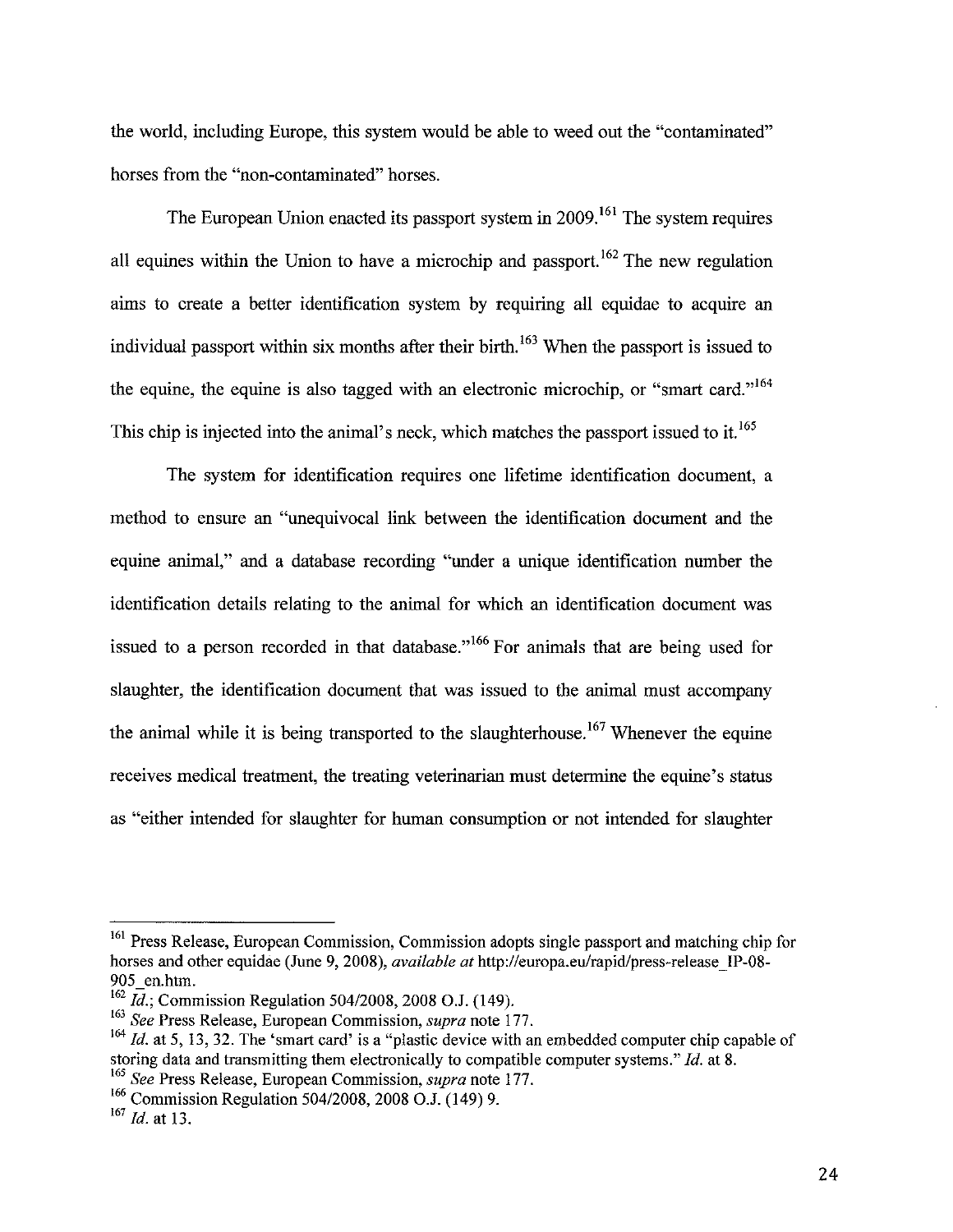the world, including Europe, this system would be able to weed out the "contaminated" horses from the "non-contaminated" horses.

The European Union enacted its passport system in 2009.[161] The system requires all equines within the Union to have a microchip and passport.[162] The new regulation aims to create a better identification system by requiring all equidae to acquire an individual passport within six months after their birth.[163] When the passport is issued to the equine, the equine is also tagged with an electronic microchip, or "smart card."[164] This chip is injected into the animal's neck, which matches the passport issued to it.[165]

The system for identification requires one lifetime identification document, a method to ensure an "unequivocal link between the identification document and the equine animal," and a database recording "under a unique identification number the identification details relating to the animal for which an identification document was issued to a person recorded in that database."[166] For animals that are being used for slaughter, the identification document that was issued to the animal must accompany the animal while it is being transported to the slaughterhouse.[167] Whenever the equine receives medical treatment, the treating veterinarian must determine the equine's status as "either intended for slaughter for human consumption or not intended for slaughter

---

[161] Press Release, European Commission, Commission adopts single passport and matching chip for horses and other equidae (June 9, 2008), *available at* http://europa.eu/rapid/press-release_IP-08-905_en.htm.

[162] *Id.*; Commission Regulation 504/2008, 2008 O.J. (149).

[163] *See* Press Release, European Commission, *supra* note 177.

[164] *Id.* at 5, 13, 32. The 'smart card' is a "plastic device with an embedded computer chip capable of storing data and transmitting them electronically to compatible computer systems." *Id.* at 8.

[165] *See* Press Release, European Commission, *supra* note 177.

[166] Commission Regulation 504/2008, 2008 O.J. (149) 9.

[167] *Id.* at 13.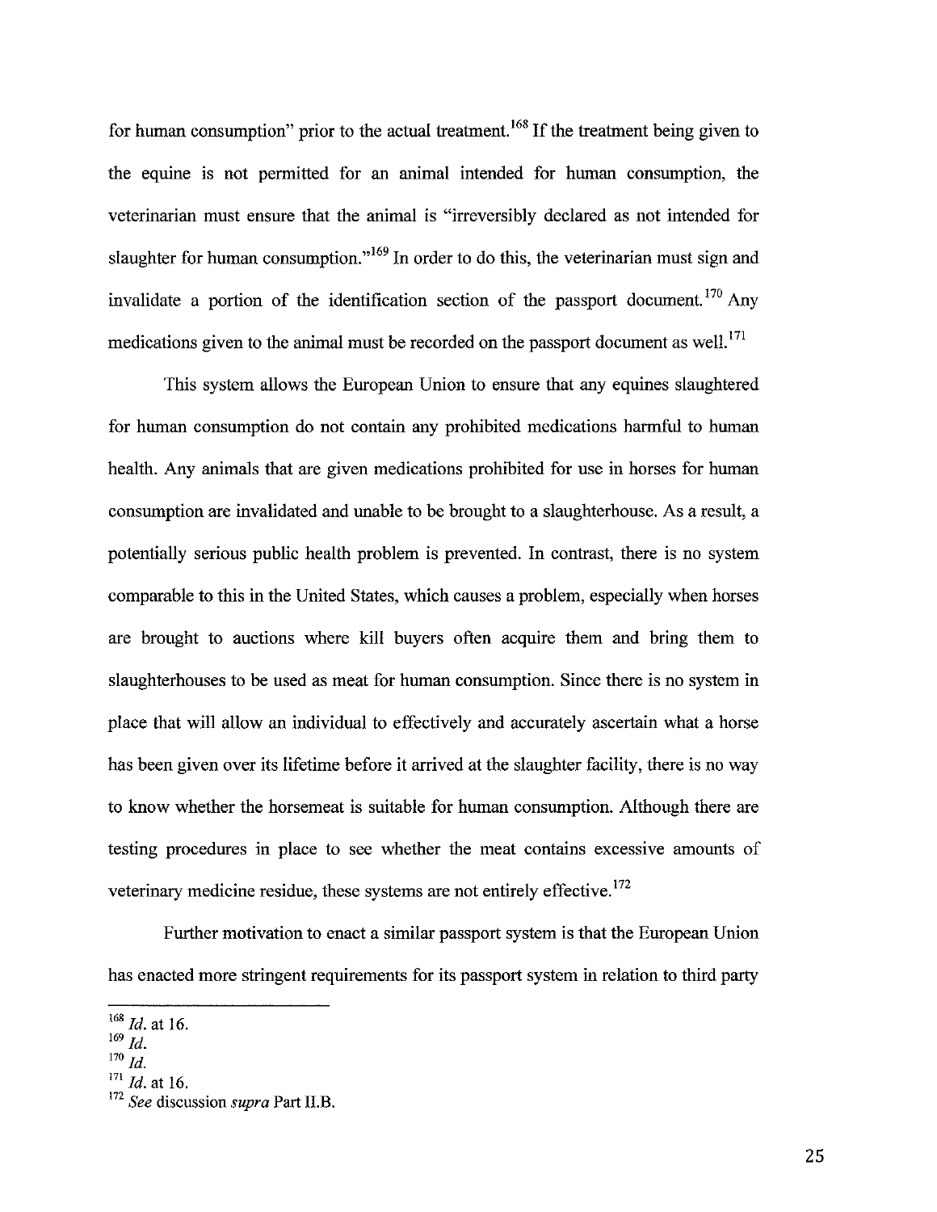for human consumption" prior to the actual treatment.[168] If the treatment being given to the equine is not permitted for an animal intended for human consumption, the veterinarian must ensure that the animal is "irreversibly declared as not intended for slaughter for human consumption."[169] In order to do this, the veterinarian must sign and invalidate a portion of the identification section of the passport document.[170] Any medications given to the animal must be recorded on the passport document as well.[171]

This system allows the European Union to ensure that any equines slaughtered for human consumption do not contain any prohibited medications harmful to human health. Any animals that are given medications prohibited for use in horses for human consumption are invalidated and unable to be brought to a slaughterhouse. As a result, a potentially serious public health problem is prevented. In contrast, there is no system comparable to this in the United States, which causes a problem, especially when horses are brought to auctions where kill buyers often acquire them and bring them to slaughterhouses to be used as meat for human consumption. Since there is no system in place that will allow an individual to effectively and accurately ascertain what a horse has been given over its lifetime before it arrived at the slaughter facility, there is no way to know whether the horsemeat is suitable for human consumption. Although there are testing procedures in place to see whether the meat contains excessive amounts of veterinary medicine residue, these systems are not entirely effective.[172]

Further motivation to enact a similar passport system is that the European Union has enacted more stringent requirements for its passport system in relation to third party

---

[168] *Id.* at 16.
[169] *Id.*
[170] *Id.*
[171] *Id.* at 16.
[172] *See* discussion *supra* Part II.B.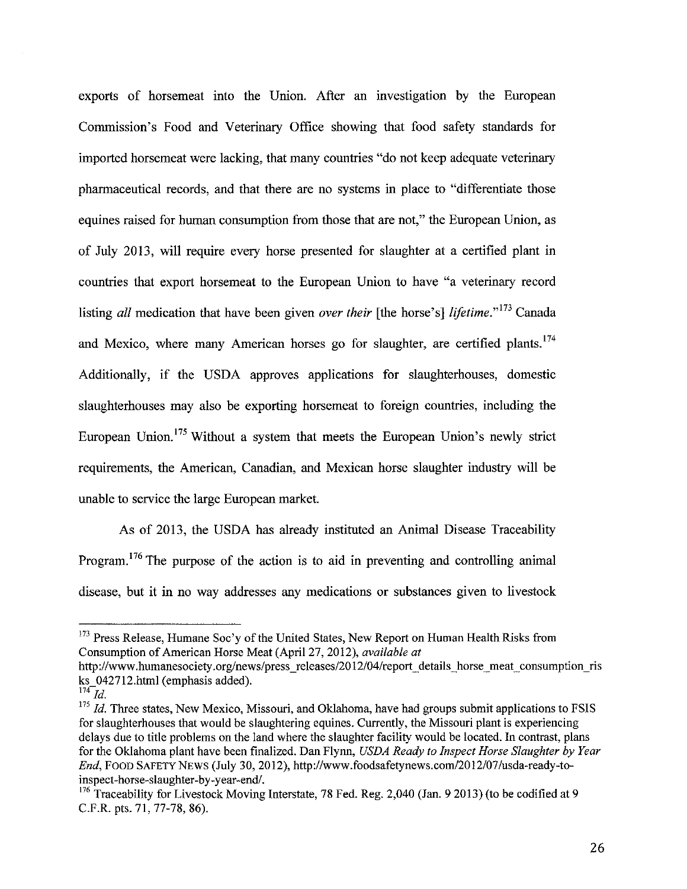exports of horsemeat into the Union. After an investigation by the European Commission's Food and Veterinary Office showing that food safety standards for imported horsemeat were lacking, that many countries "do not keep adequate veterinary pharmaceutical records, and that there are no systems in place to "differentiate those equines raised for human consumption from those that are not," the European Union, as of July 2013, will require every horse presented for slaughter at a certified plant in countries that export horsemeat to the European Union to have "a veterinary record listing *all* medication that have been given *over their* [the horse's] *lifetime*."[173] Canada and Mexico, where many American horses go for slaughter, are certified plants.[174] Additionally, if the USDA approves applications for slaughterhouses, domestic slaughterhouses may also be exporting horsemeat to foreign countries, including the European Union.[175] Without a system that meets the European Union's newly strict requirements, the American, Canadian, and Mexican horse slaughter industry will be unable to service the large European market.

As of 2013, the USDA has already instituted an Animal Disease Traceability Program.[176] The purpose of the action is to aid in preventing and controlling animal disease, but it in no way addresses any medications or substances given to livestock

---

[173] Press Release, Humane Soc'y of the United States, New Report on Human Health Risks from Consumption of American Horse Meat (April 27, 2012), *available at* http://www.humanesociety.org/news/press_releases/2012/04/report_details_horse_meat_consumption_risks_042712.html (emphasis added).

[174] *Id.*

[175] *Id.* Three states, New Mexico, Missouri, and Oklahoma, have had groups submit applications to FSIS for slaughterhouses that would be slaughtering equines. Currently, the Missouri plant is experiencing delays due to title problems on the land where the slaughter facility would be located. In contrast, plans for the Oklahoma plant have been finalized. Dan Flynn, *USDA Ready to Inspect Horse Slaughter by Year End*, FOOD SAFETY NEWS (July 30, 2012), http://www.foodsafetynews.com/2012/07/usda-ready-to-inspect-horse-slaughter-by-year-end/.

[176] Traceability for Livestock Moving Interstate, 78 Fed. Reg. 2,040 (Jan. 9 2013) (to be codified at 9 C.F.R. pts. 71, 77-78, 86).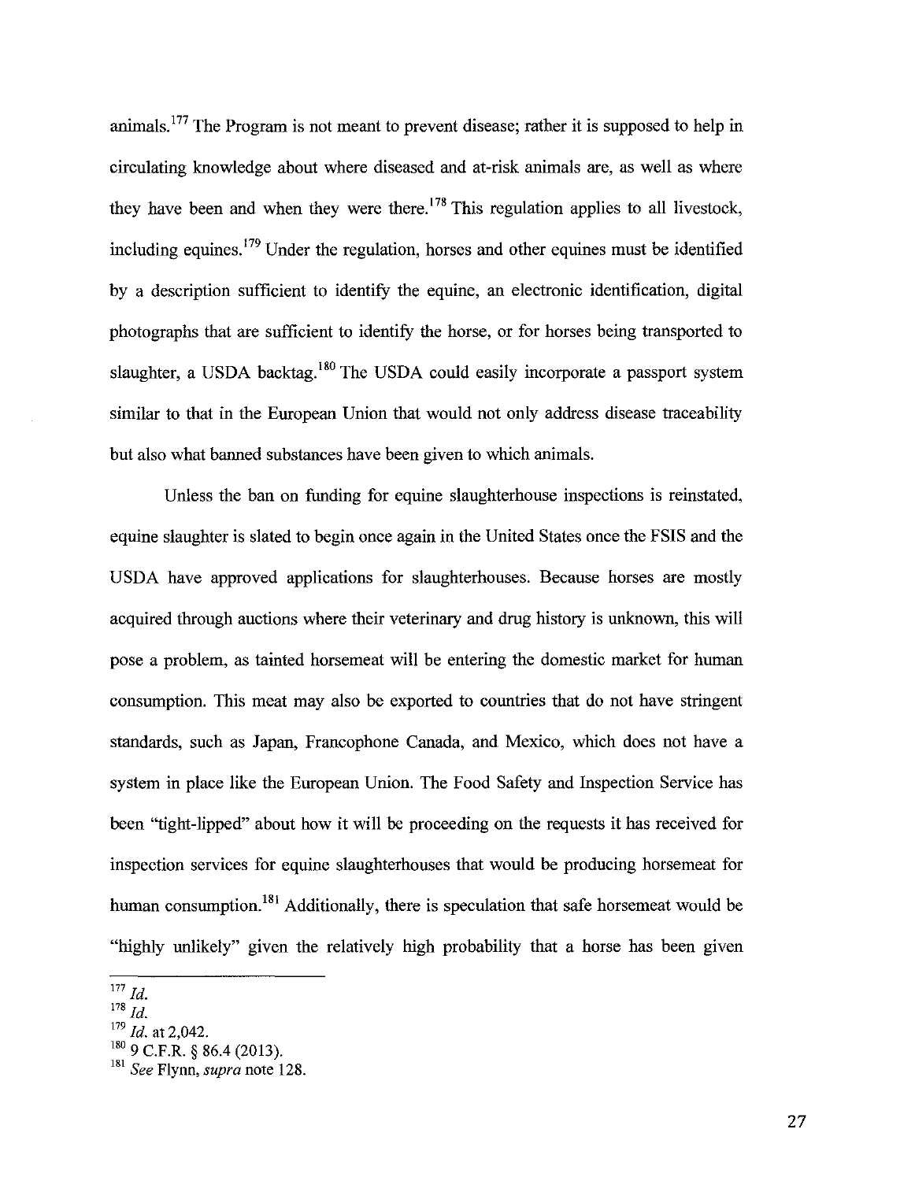animals.[177] The Program is not meant to prevent disease; rather it is supposed to help in circulating knowledge about where diseased and at-risk animals are, as well as where they have been and when they were there.[178] This regulation applies to all livestock, including equines.[179] Under the regulation, horses and other equines must be identified by a description sufficient to identify the equine, an electronic identification, digital photographs that are sufficient to identify the horse, or for horses being transported to slaughter, a USDA backtag.[180] The USDA could easily incorporate a passport system similar to that in the European Union that would not only address disease traceability but also what banned substances have been given to which animals.

Unless the ban on funding for equine slaughterhouse inspections is reinstated, equine slaughter is slated to begin once again in the United States once the FSIS and the USDA have approved applications for slaughterhouses. Because horses are mostly acquired through auctions where their veterinary and drug history is unknown, this will pose a problem, as tainted horsemeat will be entering the domestic market for human consumption. This meat may also be exported to countries that do not have stringent standards, such as Japan, Francophone Canada, and Mexico, which does not have a system in place like the European Union. The Food Safety and Inspection Service has been "tight-lipped" about how it will be proceeding on the requests it has received for inspection services for equine slaughterhouses that would be producing horsemeat for human consumption.[181] Additionally, there is speculation that safe horsemeat would be "highly unlikely" given the relatively high probability that a horse has been given

---

[177] *Id.*
[178] *Id.*
[179] *Id.* at 2,042.
[180] 9 C.F.R. § 86.4 (2013).
[181] *See* Flynn, *supra* note 128.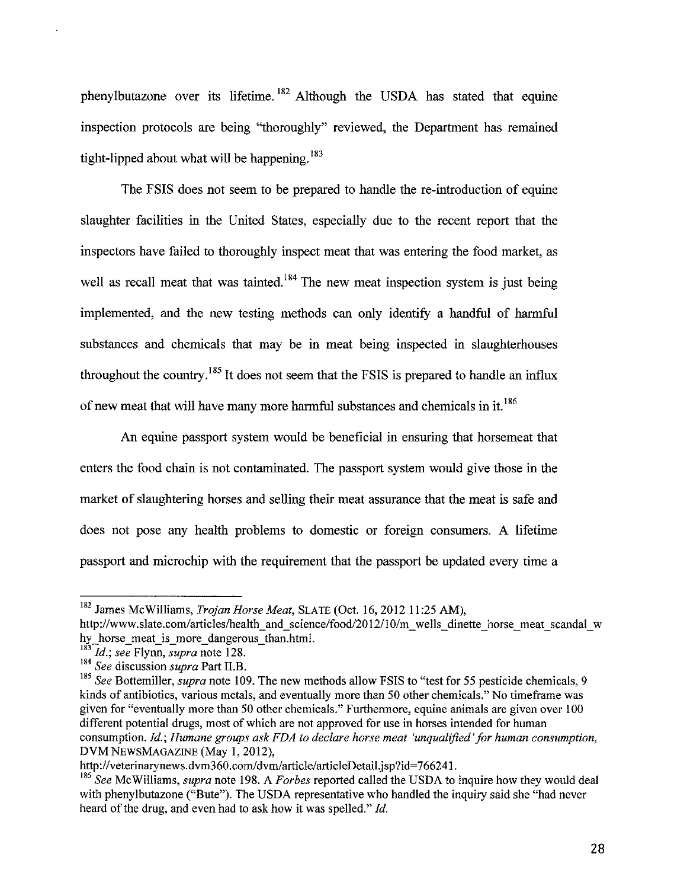phenylbutazone over its lifetime.[182] Although the USDA has stated that equine inspection protocols are being "thoroughly" reviewed, the Department has remained tight-lipped about what will be happening.[183]

The FSIS does not seem to be prepared to handle the re-introduction of equine slaughter facilities in the United States, especially due to the recent report that the inspectors have failed to thoroughly inspect meat that was entering the food market, as well as recall meat that was tainted.[184] The new meat inspection system is just being implemented, and the new testing methods can only identify a handful of harmful substances and chemicals that may be in meat being inspected in slaughterhouses throughout the country.[185] It does not seem that the FSIS is prepared to handle an influx of new meat that will have many more harmful substances and chemicals in it.[186]

An equine passport system would be beneficial in ensuring that horsemeat that enters the food chain is not contaminated. The passport system would give those in the market of slaughtering horses and selling their meat assurance that the meat is safe and does not pose any health problems to domestic or foreign consumers. A lifetime passport and microchip with the requirement that the passport be updated every time a

---

[182] James McWilliams, *Trojan Horse Meat*, SLATE (Oct. 16, 2012 11:25 AM), http://www.slate.com/articles/health_and_science/food/2012/10/m_wells_dinette_horse_meat_scandal_why_horse_meat_is_more_dangerous_than.html.

[183] *Id.*; *see* Flynn, *supra* note 128.

[184] *See* discussion *supra* Part II.B.

[185] *See* Bottemiller, *supra* note 109. The new methods allow FSIS to "test for 55 pesticide chemicals, 9 kinds of antibiotics, various metals, and eventually more than 50 other chemicals." No timeframe was given for "eventually more than 50 other chemicals." Furthermore, equine animals are given over 100 different potential drugs, most of which are not approved for use in horses intended for human consumption. *Id.*; *Humane groups ask FDA to declare horse meat 'unqualified' for human consumption*, DVM NEWSMAGAZINE (May 1, 2012), http://veterinarynews.dvm360.com/dvm/article/articleDetail.jsp?id=766241.

[186] *See* McWilliams, *supra* note 198. A *Forbes* reported called the USDA to inquire how they would deal with phenylbutazone ("Bute"). The USDA representative who handled the inquiry said she "had never heard of the drug, and even had to ask how it was spelled." *Id.*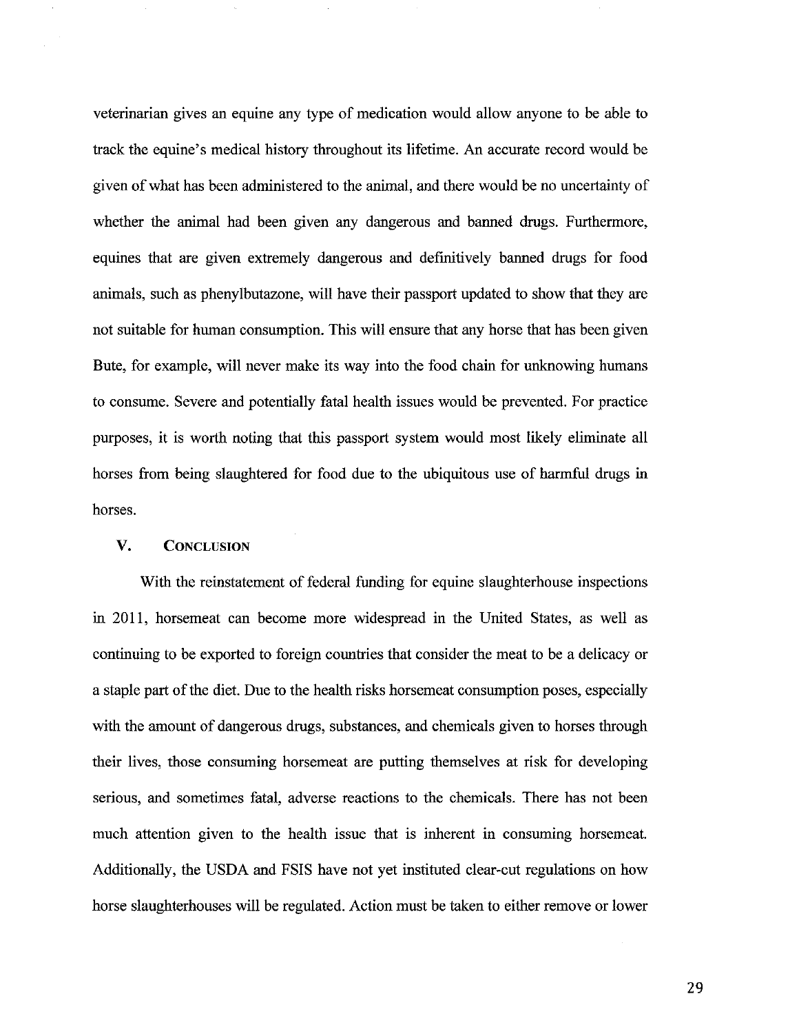veterinarian gives an equine any type of medication would allow anyone to be able to track the equine's medical history throughout its lifetime. An accurate record would be given of what has been administered to the animal, and there would be no uncertainty of whether the animal had been given any dangerous and banned drugs. Furthermore, equines that are given extremely dangerous and definitively banned drugs for food animals, such as phenylbutazone, will have their passport updated to show that they are not suitable for human consumption. This will ensure that any horse that has been given Bute, for example, will never make its way into the food chain for unknowing humans to consume. Severe and potentially fatal health issues would be prevented. For practice purposes, it is worth noting that this passport system would most likely eliminate all horses from being slaughtered for food due to the ubiquitous use of harmful drugs in horses.

## V. Conclusion

With the reinstatement of federal funding for equine slaughterhouse inspections in 2011, horsemeat can become more widespread in the United States, as well as continuing to be exported to foreign countries that consider the meat to be a delicacy or a staple part of the diet. Due to the health risks horsemeat consumption poses, especially with the amount of dangerous drugs, substances, and chemicals given to horses through their lives, those consuming horsemeat are putting themselves at risk for developing serious, and sometimes fatal, adverse reactions to the chemicals. There has not been much attention given to the health issue that is inherent in consuming horsemeat. Additionally, the USDA and FSIS have not yet instituted clear-cut regulations on how horse slaughterhouses will be regulated. Action must be taken to either remove or lower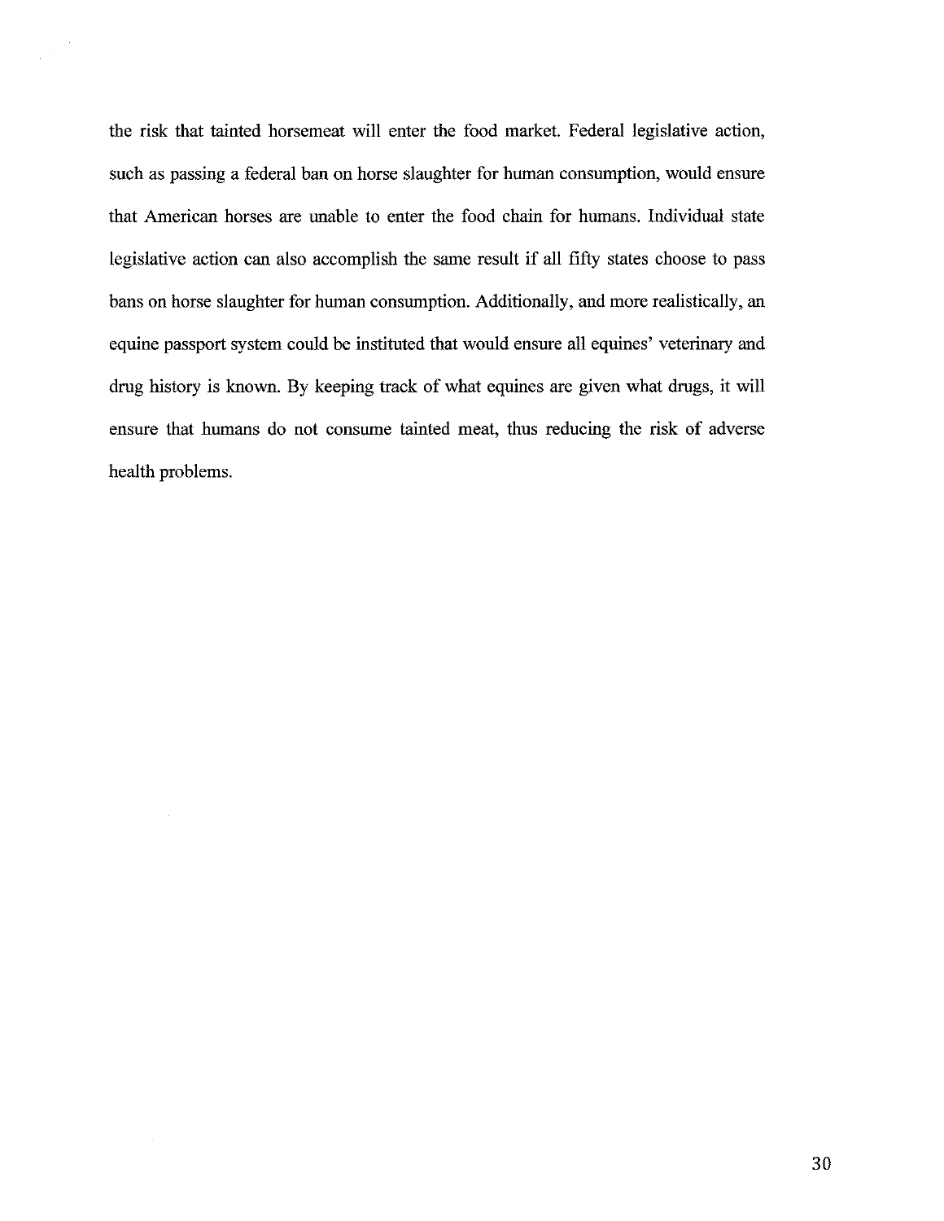the risk that tainted horsemeat will enter the food market. Federal legislative action, such as passing a federal ban on horse slaughter for human consumption, would ensure that American horses are unable to enter the food chain for humans. Individual state legislative action can also accomplish the same result if all fifty states choose to pass bans on horse slaughter for human consumption. Additionally, and more realistically, an equine passport system could be instituted that would ensure all equines' veterinary and drug history is known. By keeping track of what equines are given what drugs, it will ensure that humans do not consume tainted meat, thus reducing the risk of adverse health problems.